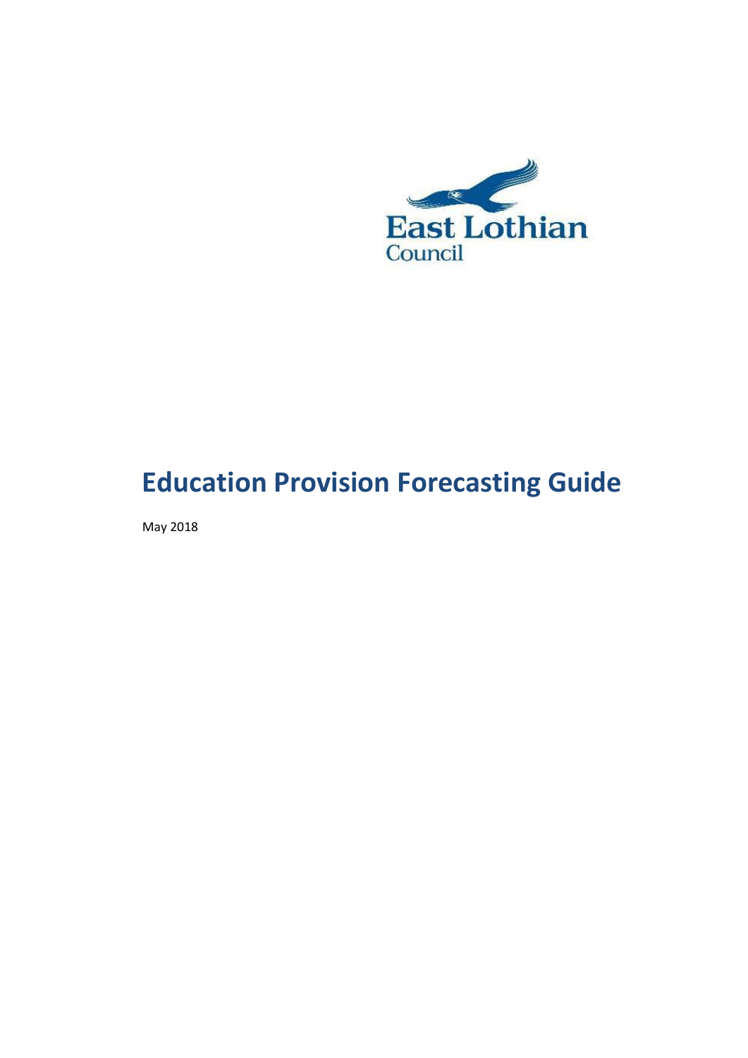East Lothian Council

# Education Provision Forecasting Guide

May 2018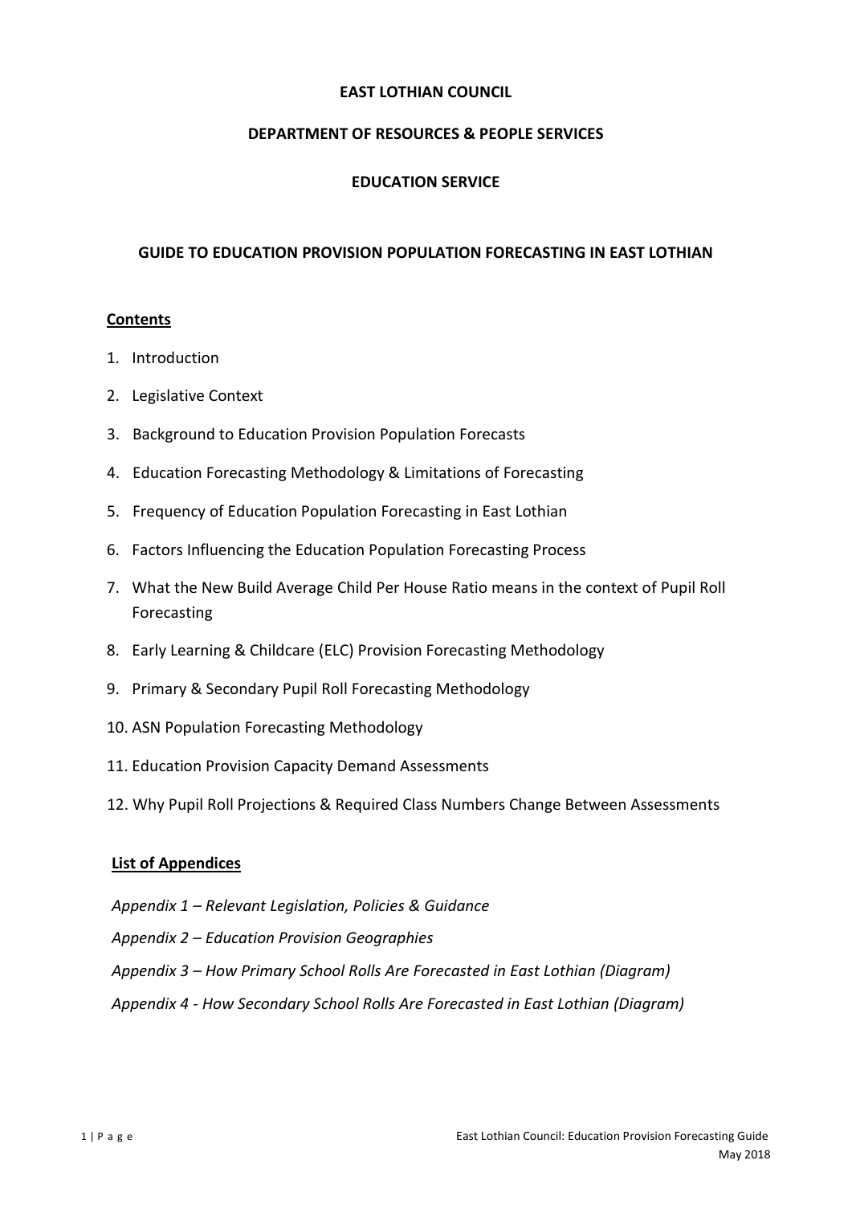**EAST LOTHIAN COUNCIL**

**DEPARTMENT OF RESOURCES & PEOPLE SERVICES**

**EDUCATION SERVICE**

**GUIDE TO EDUCATION PROVISION POPULATION FORECASTING IN EAST LOTHIAN**

**Contents**

1. Introduction
2. Legislative Context
3. Background to Education Provision Population Forecasts
4. Education Forecasting Methodology & Limitations of Forecasting
5. Frequency of Education Population Forecasting in East Lothian
6. Factors Influencing the Education Population Forecasting Process
7. What the New Build Average Child Per House Ratio means in the context of Pupil Roll Forecasting
8. Early Learning & Childcare (ELC) Provision Forecasting Methodology
9. Primary & Secondary Pupil Roll Forecasting Methodology
10. ASN Population Forecasting Methodology
11. Education Provision Capacity Demand Assessments
12. Why Pupil Roll Projections & Required Class Numbers Change Between Assessments

**List of Appendices**

*Appendix 1 – Relevant Legislation, Policies & Guidance*

*Appendix 2 – Education Provision Geographies*

*Appendix 3 – How Primary School Rolls Are Forecasted in East Lothian (Diagram)*

*Appendix 4 - How Secondary School Rolls Are Forecasted in East Lothian (Diagram)*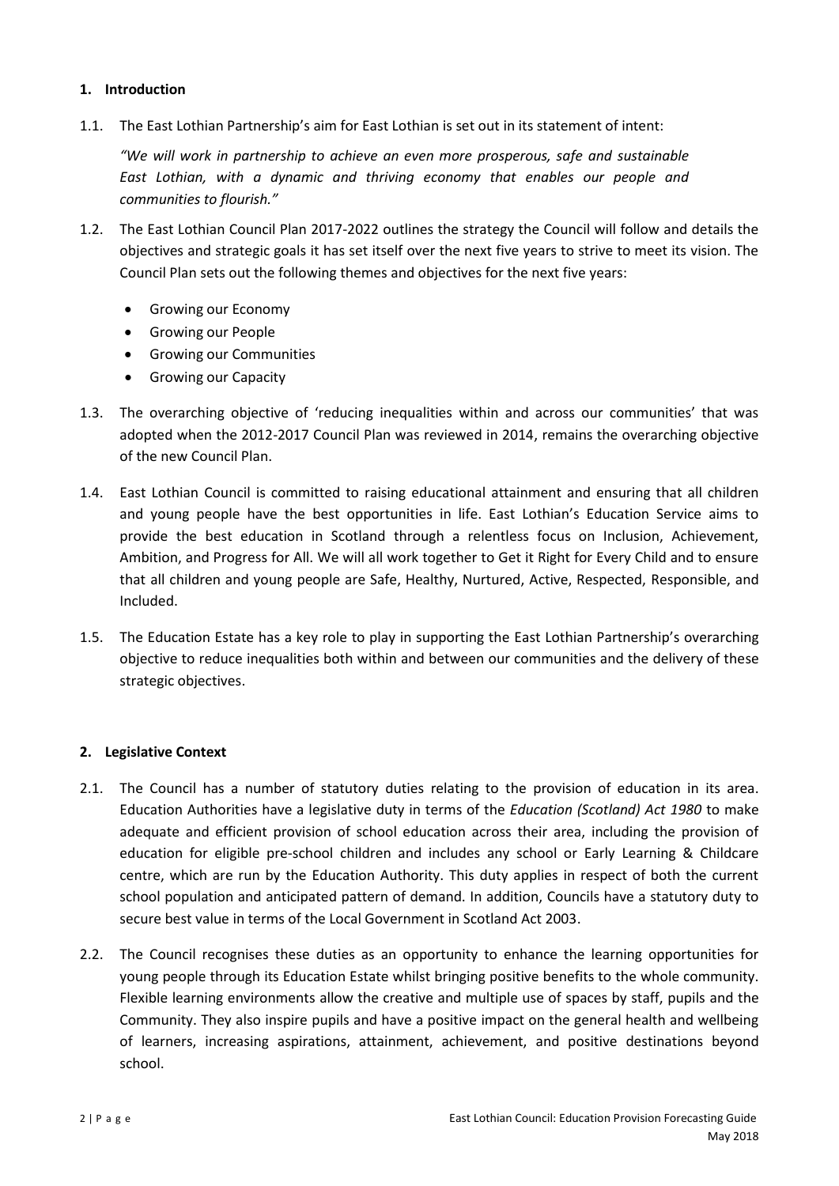## 1. Introduction

1.1. The East Lothian Partnership's aim for East Lothian is set out in its statement of intent:

*"We will work in partnership to achieve an even more prosperous, safe and sustainable East Lothian, with a dynamic and thriving economy that enables our people and communities to flourish."*

1.2. The East Lothian Council Plan 2017-2022 outlines the strategy the Council will follow and details the objectives and strategic goals it has set itself over the next five years to strive to meet its vision. The Council Plan sets out the following themes and objectives for the next five years:

- Growing our Economy
- Growing our People
- Growing our Communities
- Growing our Capacity

1.3. The overarching objective of 'reducing inequalities within and across our communities' that was adopted when the 2012-2017 Council Plan was reviewed in 2014, remains the overarching objective of the new Council Plan.

1.4. East Lothian Council is committed to raising educational attainment and ensuring that all children and young people have the best opportunities in life. East Lothian's Education Service aims to provide the best education in Scotland through a relentless focus on Inclusion, Achievement, Ambition, and Progress for All. We will all work together to Get it Right for Every Child and to ensure that all children and young people are Safe, Healthy, Nurtured, Active, Respected, Responsible, and Included.

1.5. The Education Estate has a key role to play in supporting the East Lothian Partnership's overarching objective to reduce inequalities both within and between our communities and the delivery of these strategic objectives.

## 2. Legislative Context

2.1. The Council has a number of statutory duties relating to the provision of education in its area. Education Authorities have a legislative duty in terms of the *Education (Scotland) Act 1980* to make adequate and efficient provision of school education across their area, including the provision of education for eligible pre-school children and includes any school or Early Learning & Childcare centre, which are run by the Education Authority. This duty applies in respect of both the current school population and anticipated pattern of demand. In addition, Councils have a statutory duty to secure best value in terms of the Local Government in Scotland Act 2003.

2.2. The Council recognises these duties as an opportunity to enhance the learning opportunities for young people through its Education Estate whilst bringing positive benefits to the whole community. Flexible learning environments allow the creative and multiple use of spaces by staff, pupils and the Community. They also inspire pupils and have a positive impact on the general health and wellbeing of learners, increasing aspirations, attainment, achievement, and positive destinations beyond school.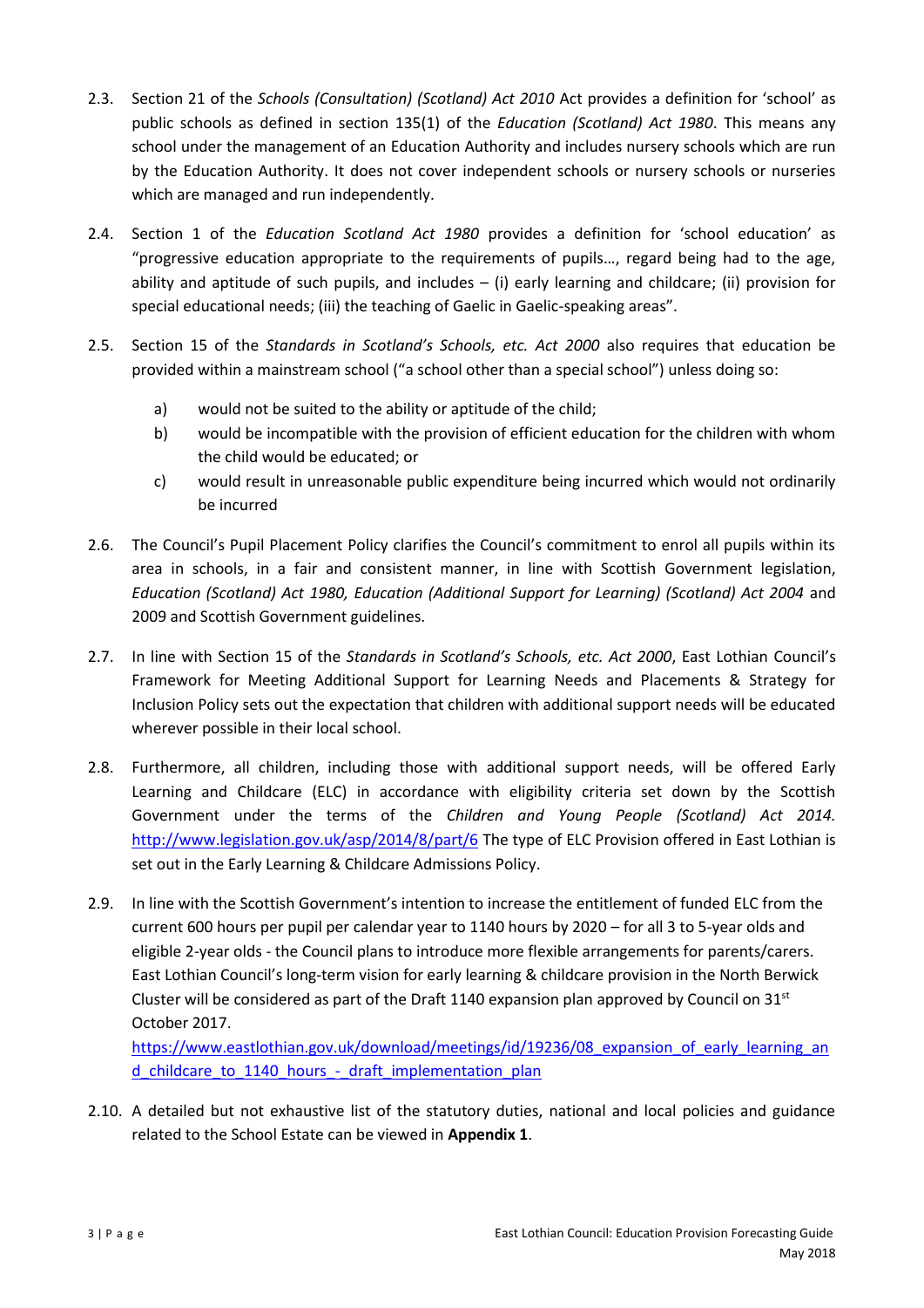2.3. Section 21 of the *Schools (Consultation) (Scotland) Act 2010* Act provides a definition for 'school' as public schools as defined in section 135(1) of the *Education (Scotland) Act 1980*. This means any school under the management of an Education Authority and includes nursery schools which are run by the Education Authority. It does not cover independent schools or nursery schools or nurseries which are managed and run independently.

2.4. Section 1 of the *Education Scotland Act 1980* provides a definition for 'school education' as "progressive education appropriate to the requirements of pupils…, regard being had to the age, ability and aptitude of such pupils, and includes – (i) early learning and childcare; (ii) provision for special educational needs; (iii) the teaching of Gaelic in Gaelic-speaking areas".

2.5. Section 15 of the *Standards in Scotland's Schools, etc. Act 2000* also requires that education be provided within a mainstream school ("a school other than a special school") unless doing so:

   a) would not be suited to the ability or aptitude of the child;
   b) would be incompatible with the provision of efficient education for the children with whom the child would be educated; or
   c) would result in unreasonable public expenditure being incurred which would not ordinarily be incurred

2.6. The Council's Pupil Placement Policy clarifies the Council's commitment to enrol all pupils within its area in schools, in a fair and consistent manner, in line with Scottish Government legislation, *Education (Scotland) Act 1980, Education (Additional Support for Learning) (Scotland) Act 2004* and 2009 and Scottish Government guidelines.

2.7. In line with Section 15 of the *Standards in Scotland's Schools, etc. Act 2000*, East Lothian Council's Framework for Meeting Additional Support for Learning Needs and Placements & Strategy for Inclusion Policy sets out the expectation that children with additional support needs will be educated wherever possible in their local school.

2.8. Furthermore, all children, including those with additional support needs, will be offered Early Learning and Childcare (ELC) in accordance with eligibility criteria set down by the Scottish Government under the terms of the *Children and Young People (Scotland) Act 2014.* http://www.legislation.gov.uk/asp/2014/8/part/6 The type of ELC Provision offered in East Lothian is set out in the Early Learning & Childcare Admissions Policy.

2.9. In line with the Scottish Government's intention to increase the entitlement of funded ELC from the current 600 hours per pupil per calendar year to 1140 hours by 2020 – for all 3 to 5-year olds and eligible 2-year olds - the Council plans to introduce more flexible arrangements for parents/carers. East Lothian Council's long-term vision for early learning & childcare provision in the North Berwick Cluster will be considered as part of the Draft 1140 expansion plan approved by Council on 31st October 2017.
https://www.eastlothian.gov.uk/download/meetings/id/19236/08_expansion_of_early_learning_and_childcare_to_1140_hours_-_draft_implementation_plan

2.10. A detailed but not exhaustive list of the statutory duties, national and local policies and guidance related to the School Estate can be viewed in **Appendix 1**.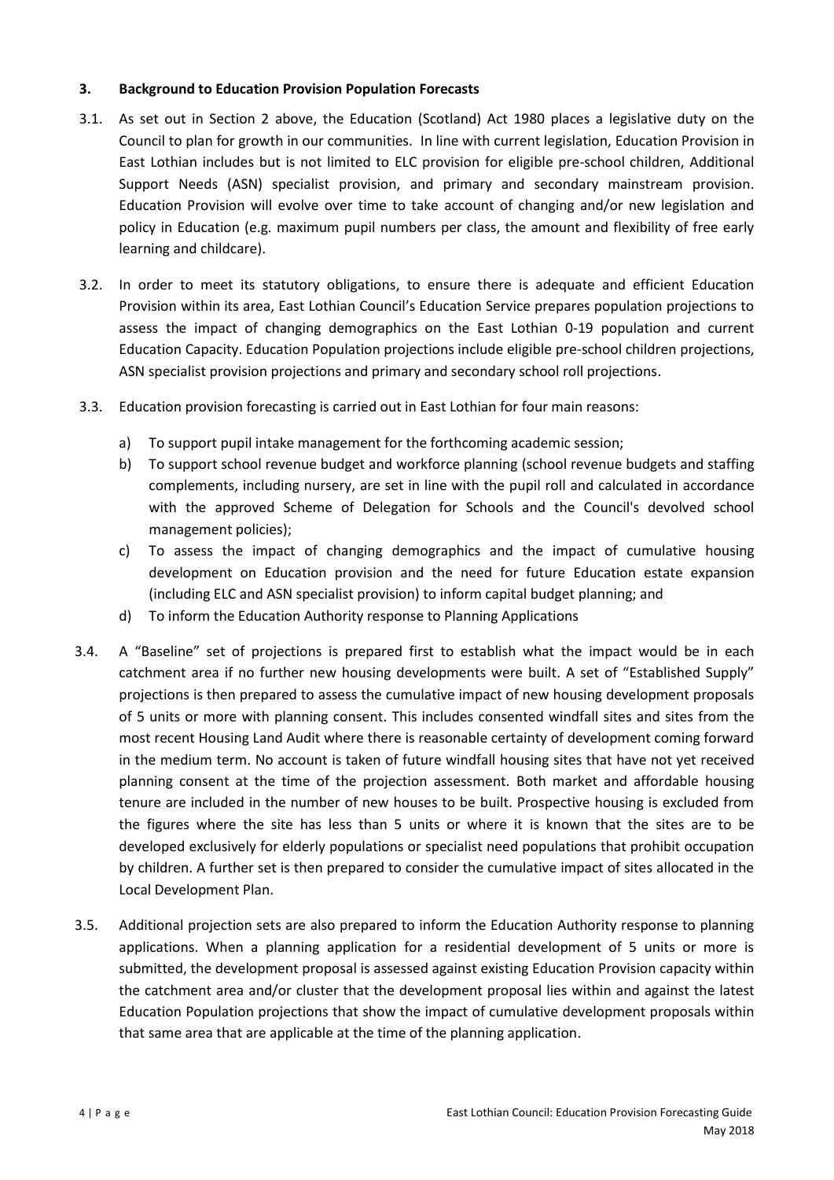## 3. Background to Education Provision Population Forecasts

3.1. As set out in Section 2 above, the Education (Scotland) Act 1980 places a legislative duty on the Council to plan for growth in our communities. In line with current legislation, Education Provision in East Lothian includes but is not limited to ELC provision for eligible pre-school children, Additional Support Needs (ASN) specialist provision, and primary and secondary mainstream provision. Education Provision will evolve over time to take account of changing and/or new legislation and policy in Education (e.g. maximum pupil numbers per class, the amount and flexibility of free early learning and childcare).

3.2. In order to meet its statutory obligations, to ensure there is adequate and efficient Education Provision within its area, East Lothian Council's Education Service prepares population projections to assess the impact of changing demographics on the East Lothian 0-19 population and current Education Capacity. Education Population projections include eligible pre-school children projections, ASN specialist provision projections and primary and secondary school roll projections.

3.3. Education provision forecasting is carried out in East Lothian for four main reasons:

a) To support pupil intake management for the forthcoming academic session;
b) To support school revenue budget and workforce planning (school revenue budgets and staffing complements, including nursery, are set in line with the pupil roll and calculated in accordance with the approved Scheme of Delegation for Schools and the Council's devolved school management policies);
c) To assess the impact of changing demographics and the impact of cumulative housing development on Education provision and the need for future Education estate expansion (including ELC and ASN specialist provision) to inform capital budget planning; and
d) To inform the Education Authority response to Planning Applications

3.4. A "Baseline" set of projections is prepared first to establish what the impact would be in each catchment area if no further new housing developments were built. A set of "Established Supply" projections is then prepared to assess the cumulative impact of new housing development proposals of 5 units or more with planning consent. This includes consented windfall sites and sites from the most recent Housing Land Audit where there is reasonable certainty of development coming forward in the medium term. No account is taken of future windfall housing sites that have not yet received planning consent at the time of the projection assessment. Both market and affordable housing tenure are included in the number of new houses to be built. Prospective housing is excluded from the figures where the site has less than 5 units or where it is known that the sites are to be developed exclusively for elderly populations or specialist need populations that prohibit occupation by children. A further set is then prepared to consider the cumulative impact of sites allocated in the Local Development Plan.

3.5. Additional projection sets are also prepared to inform the Education Authority response to planning applications. When a planning application for a residential development of 5 units or more is submitted, the development proposal is assessed against existing Education Provision capacity within the catchment area and/or cluster that the development proposal lies within and against the latest Education Population projections that show the impact of cumulative development proposals within that same area that are applicable at the time of the planning application.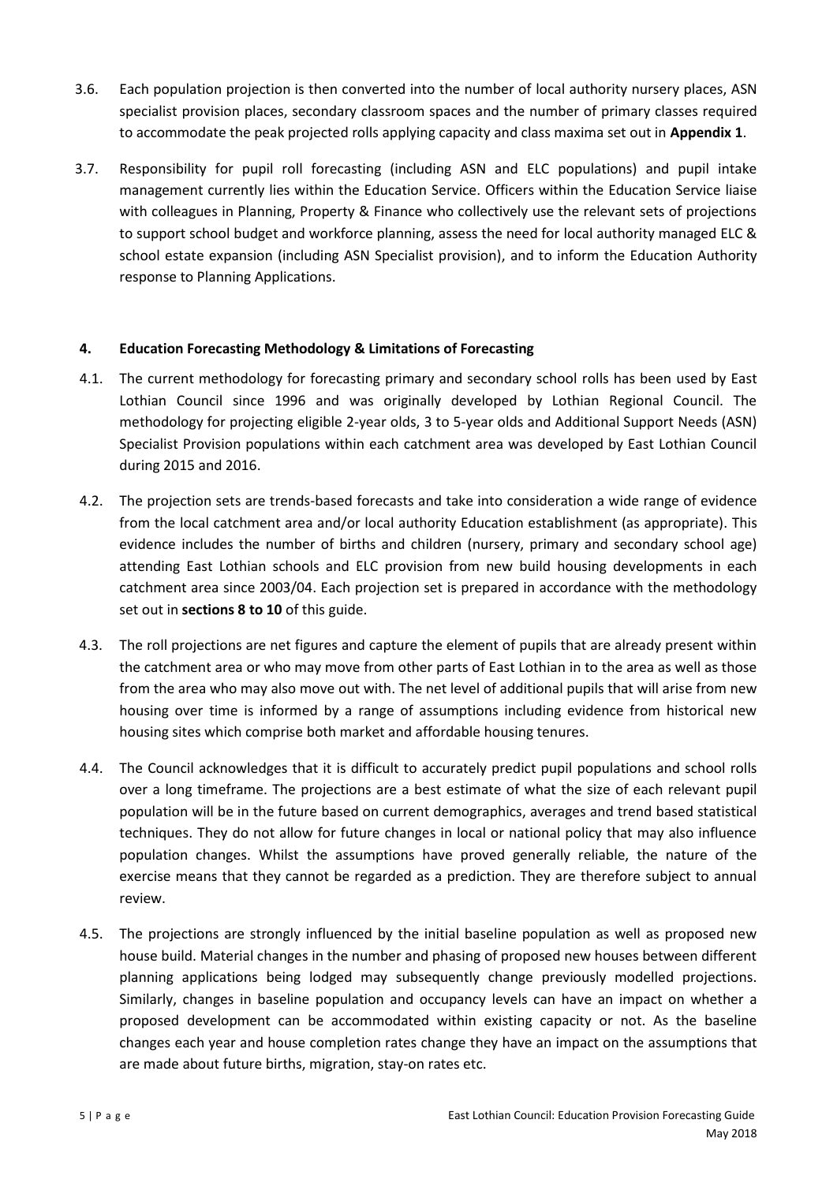3.6. Each population projection is then converted into the number of local authority nursery places, ASN specialist provision places, secondary classroom spaces and the number of primary classes required to accommodate the peak projected rolls applying capacity and class maxima set out in **Appendix 1**.

3.7. Responsibility for pupil roll forecasting (including ASN and ELC populations) and pupil intake management currently lies within the Education Service. Officers within the Education Service liaise with colleagues in Planning, Property & Finance who collectively use the relevant sets of projections to support school budget and workforce planning, assess the need for local authority managed ELC & school estate expansion (including ASN Specialist provision), and to inform the Education Authority response to Planning Applications.

## 4. Education Forecasting Methodology & Limitations of Forecasting

4.1. The current methodology for forecasting primary and secondary school rolls has been used by East Lothian Council since 1996 and was originally developed by Lothian Regional Council. The methodology for projecting eligible 2-year olds, 3 to 5-year olds and Additional Support Needs (ASN) Specialist Provision populations within each catchment area was developed by East Lothian Council during 2015 and 2016.

4.2. The projection sets are trends-based forecasts and take into consideration a wide range of evidence from the local catchment area and/or local authority Education establishment (as appropriate). This evidence includes the number of births and children (nursery, primary and secondary school age) attending East Lothian schools and ELC provision from new build housing developments in each catchment area since 2003/04. Each projection set is prepared in accordance with the methodology set out in **sections 8 to 10** of this guide.

4.3. The roll projections are net figures and capture the element of pupils that are already present within the catchment area or who may move from other parts of East Lothian in to the area as well as those from the area who may also move out with. The net level of additional pupils that will arise from new housing over time is informed by a range of assumptions including evidence from historical new housing sites which comprise both market and affordable housing tenures.

4.4. The Council acknowledges that it is difficult to accurately predict pupil populations and school rolls over a long timeframe. The projections are a best estimate of what the size of each relevant pupil population will be in the future based on current demographics, averages and trend based statistical techniques. They do not allow for future changes in local or national policy that may also influence population changes. Whilst the assumptions have proved generally reliable, the nature of the exercise means that they cannot be regarded as a prediction. They are therefore subject to annual review.

4.5. The projections are strongly influenced by the initial baseline population as well as proposed new house build. Material changes in the number and phasing of proposed new houses between different planning applications being lodged may subsequently change previously modelled projections. Similarly, changes in baseline population and occupancy levels can have an impact on whether a proposed development can be accommodated within existing capacity or not. As the baseline changes each year and house completion rates change they have an impact on the assumptions that are made about future births, migration, stay-on rates etc.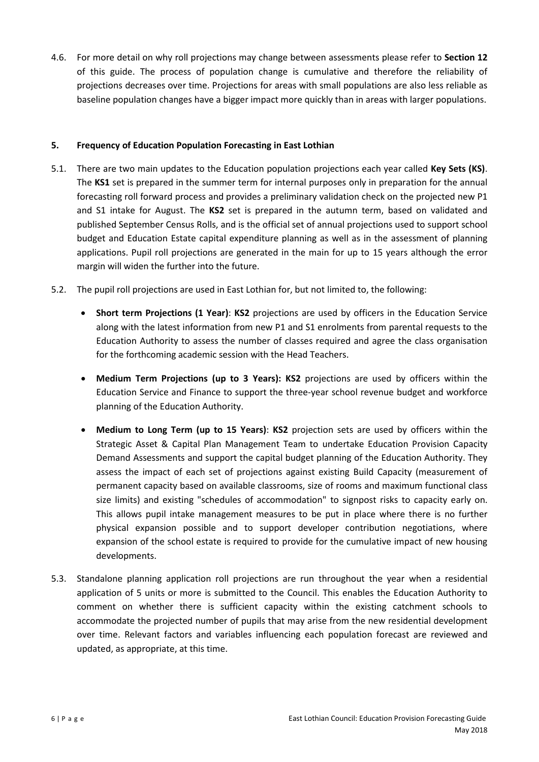4.6. For more detail on why roll projections may change between assessments please refer to **Section 12** of this guide. The process of population change is cumulative and therefore the reliability of projections decreases over time. Projections for areas with small populations are also less reliable as baseline population changes have a bigger impact more quickly than in areas with larger populations.

## 5. Frequency of Education Population Forecasting in East Lothian

5.1. There are two main updates to the Education population projections each year called **Key Sets (KS)**. The **KS1** set is prepared in the summer term for internal purposes only in preparation for the annual forecasting roll forward process and provides a preliminary validation check on the projected new P1 and S1 intake for August. The **KS2** set is prepared in the autumn term, based on validated and published September Census Rolls, and is the official set of annual projections used to support school budget and Education Estate capital expenditure planning as well as in the assessment of planning applications. Pupil roll projections are generated in the main for up to 15 years although the error margin will widen the further into the future.

5.2. The pupil roll projections are used in East Lothian for, but not limited to, the following:

- **Short term Projections (1 Year)**: **KS2** projections are used by officers in the Education Service along with the latest information from new P1 and S1 enrolments from parental requests to the Education Authority to assess the number of classes required and agree the class organisation for the forthcoming academic session with the Head Teachers.
- **Medium Term Projections (up to 3 Years): KS2** projections are used by officers within the Education Service and Finance to support the three-year school revenue budget and workforce planning of the Education Authority.
- **Medium to Long Term (up to 15 Years)**: **KS2** projection sets are used by officers within the Strategic Asset & Capital Plan Management Team to undertake Education Provision Capacity Demand Assessments and support the capital budget planning of the Education Authority. They assess the impact of each set of projections against existing Build Capacity (measurement of permanent capacity based on available classrooms, size of rooms and maximum functional class size limits) and existing "schedules of accommodation" to signpost risks to capacity early on. This allows pupil intake management measures to be put in place where there is no further physical expansion possible and to support developer contribution negotiations, where expansion of the school estate is required to provide for the cumulative impact of new housing developments.

5.3. Standalone planning application roll projections are run throughout the year when a residential application of 5 units or more is submitted to the Council. This enables the Education Authority to comment on whether there is sufficient capacity within the existing catchment schools to accommodate the projected number of pupils that may arise from the new residential development over time. Relevant factors and variables influencing each population forecast are reviewed and updated, as appropriate, at this time.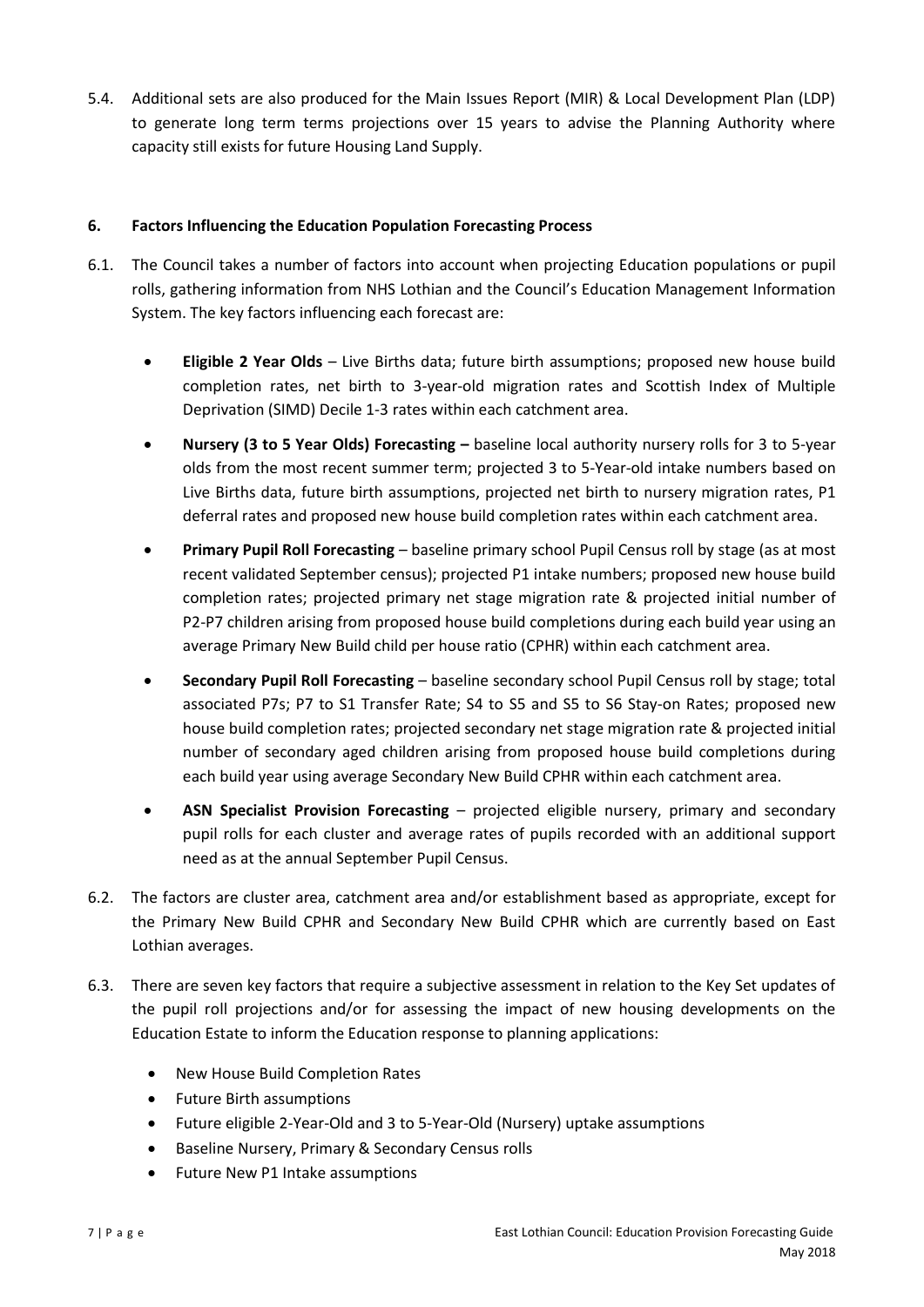5.4. Additional sets are also produced for the Main Issues Report (MIR) & Local Development Plan (LDP) to generate long term terms projections over 15 years to advise the Planning Authority where capacity still exists for future Housing Land Supply.

## 6. Factors Influencing the Education Population Forecasting Process

6.1. The Council takes a number of factors into account when projecting Education populations or pupil rolls, gathering information from NHS Lothian and the Council's Education Management Information System. The key factors influencing each forecast are:

- **Eligible 2 Year Olds** – Live Births data; future birth assumptions; proposed new house build completion rates, net birth to 3-year-old migration rates and Scottish Index of Multiple Deprivation (SIMD) Decile 1-3 rates within each catchment area.
- **Nursery (3 to 5 Year Olds) Forecasting –** baseline local authority nursery rolls for 3 to 5-year olds from the most recent summer term; projected 3 to 5-Year-old intake numbers based on Live Births data, future birth assumptions, projected net birth to nursery migration rates, P1 deferral rates and proposed new house build completion rates within each catchment area.
- **Primary Pupil Roll Forecasting** – baseline primary school Pupil Census roll by stage (as at most recent validated September census); projected P1 intake numbers; proposed new house build completion rates; projected primary net stage migration rate & projected initial number of P2-P7 children arising from proposed house build completions during each build year using an average Primary New Build child per house ratio (CPHR) within each catchment area.
- **Secondary Pupil Roll Forecasting** – baseline secondary school Pupil Census roll by stage; total associated P7s; P7 to S1 Transfer Rate; S4 to S5 and S5 to S6 Stay-on Rates; proposed new house build completion rates; projected secondary net stage migration rate & projected initial number of secondary aged children arising from proposed house build completions during each build year using average Secondary New Build CPHR within each catchment area.
- **ASN Specialist Provision Forecasting** – projected eligible nursery, primary and secondary pupil rolls for each cluster and average rates of pupils recorded with an additional support need as at the annual September Pupil Census.

6.2. The factors are cluster area, catchment area and/or establishment based as appropriate, except for the Primary New Build CPHR and Secondary New Build CPHR which are currently based on East Lothian averages.

6.3. There are seven key factors that require a subjective assessment in relation to the Key Set updates of the pupil roll projections and/or for assessing the impact of new housing developments on the Education Estate to inform the Education response to planning applications:

- New House Build Completion Rates
- Future Birth assumptions
- Future eligible 2-Year-Old and 3 to 5-Year-Old (Nursery) uptake assumptions
- Baseline Nursery, Primary & Secondary Census rolls
- Future New P1 Intake assumptions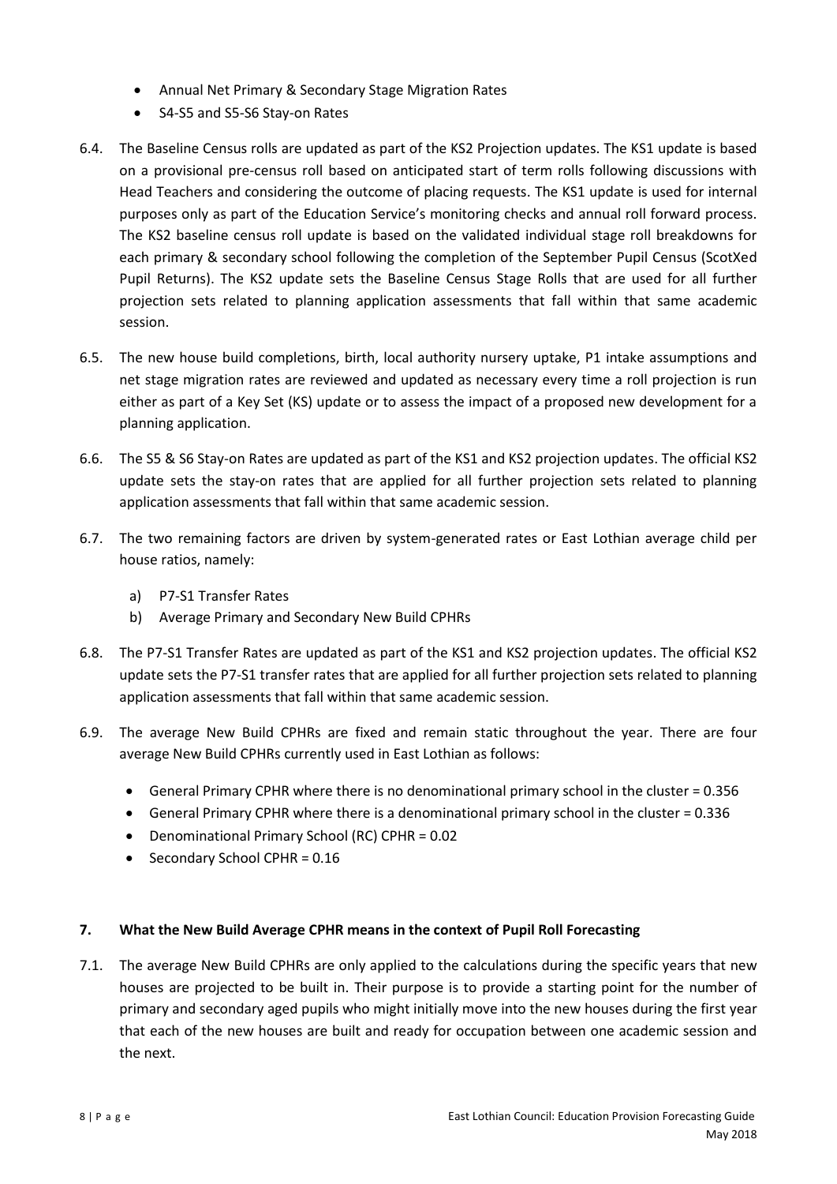- Annual Net Primary & Secondary Stage Migration Rates
- S4-S5 and S5-S6 Stay-on Rates

6.4. The Baseline Census rolls are updated as part of the KS2 Projection updates. The KS1 update is based on a provisional pre-census roll based on anticipated start of term rolls following discussions with Head Teachers and considering the outcome of placing requests. The KS1 update is used for internal purposes only as part of the Education Service's monitoring checks and annual roll forward process. The KS2 baseline census roll update is based on the validated individual stage roll breakdowns for each primary & secondary school following the completion of the September Pupil Census (ScotXed Pupil Returns). The KS2 update sets the Baseline Census Stage Rolls that are used for all further projection sets related to planning application assessments that fall within that same academic session.

6.5. The new house build completions, birth, local authority nursery uptake, P1 intake assumptions and net stage migration rates are reviewed and updated as necessary every time a roll projection is run either as part of a Key Set (KS) update or to assess the impact of a proposed new development for a planning application.

6.6. The S5 & S6 Stay-on Rates are updated as part of the KS1 and KS2 projection updates. The official KS2 update sets the stay-on rates that are applied for all further projection sets related to planning application assessments that fall within that same academic session.

6.7. The two remaining factors are driven by system-generated rates or East Lothian average child per house ratios, namely:

   a) P7-S1 Transfer Rates
   b) Average Primary and Secondary New Build CPHRs

6.8. The P7-S1 Transfer Rates are updated as part of the KS1 and KS2 projection updates. The official KS2 update sets the P7-S1 transfer rates that are applied for all further projection sets related to planning application assessments that fall within that same academic session.

6.9. The average New Build CPHRs are fixed and remain static throughout the year. There are four average New Build CPHRs currently used in East Lothian as follows:

   - General Primary CPHR where there is no denominational primary school in the cluster = 0.356
   - General Primary CPHR where there is a denominational primary school in the cluster = 0.336
   - Denominational Primary School (RC) CPHR = 0.02
   - Secondary School CPHR = 0.16

## 7. What the New Build Average CPHR means in the context of Pupil Roll Forecasting

7.1. The average New Build CPHRs are only applied to the calculations during the specific years that new houses are projected to be built in. Their purpose is to provide a starting point for the number of primary and secondary aged pupils who might initially move into the new houses during the first year that each of the new houses are built and ready for occupation between one academic session and the next.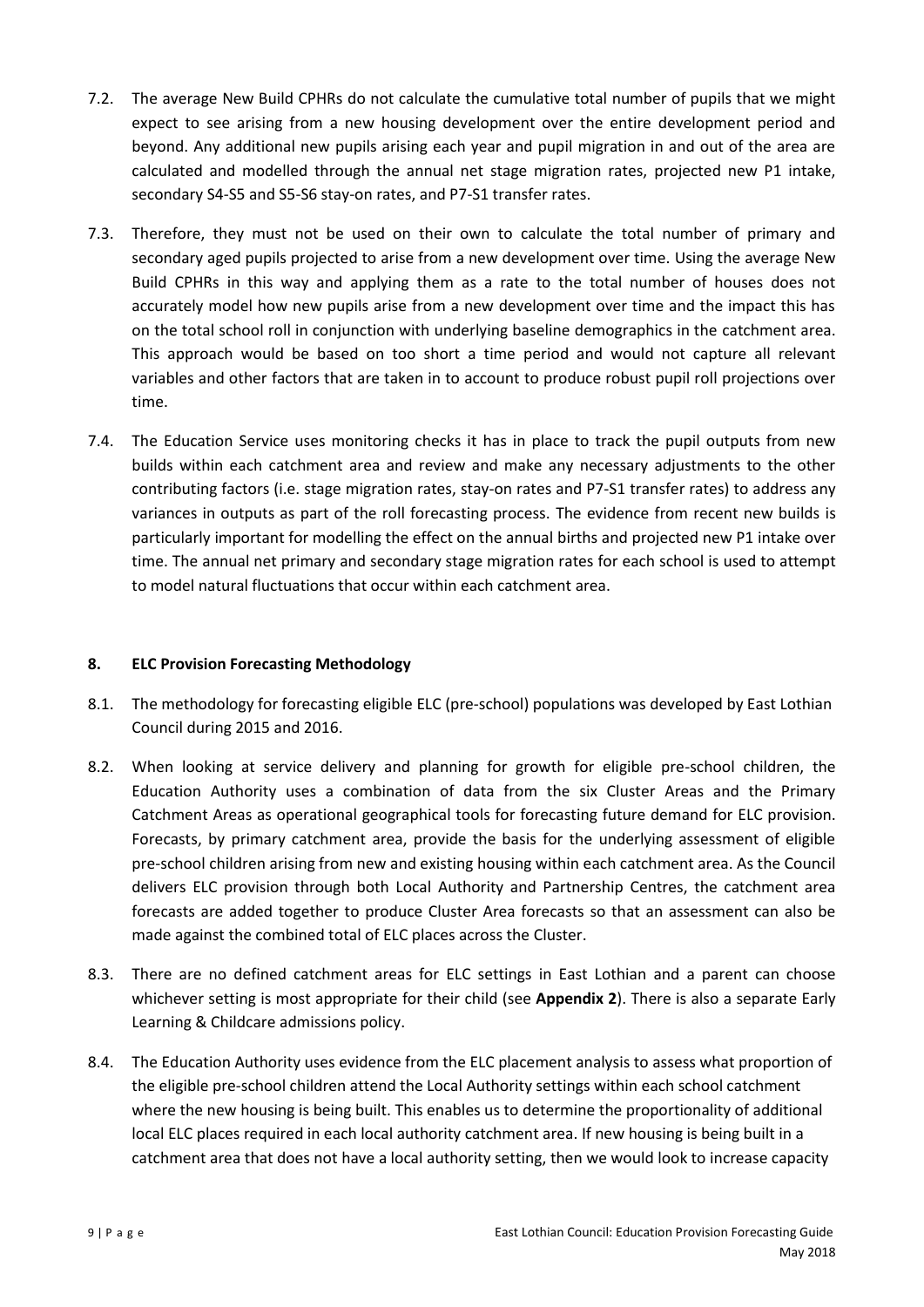7.2. The average New Build CPHRs do not calculate the cumulative total number of pupils that we might expect to see arising from a new housing development over the entire development period and beyond. Any additional new pupils arising each year and pupil migration in and out of the area are calculated and modelled through the annual net stage migration rates, projected new P1 intake, secondary S4-S5 and S5-S6 stay-on rates, and P7-S1 transfer rates.

7.3. Therefore, they must not be used on their own to calculate the total number of primary and secondary aged pupils projected to arise from a new development over time. Using the average New Build CPHRs in this way and applying them as a rate to the total number of houses does not accurately model how new pupils arise from a new development over time and the impact this has on the total school roll in conjunction with underlying baseline demographics in the catchment area. This approach would be based on too short a time period and would not capture all relevant variables and other factors that are taken in to account to produce robust pupil roll projections over time.

7.4. The Education Service uses monitoring checks it has in place to track the pupil outputs from new builds within each catchment area and review and make any necessary adjustments to the other contributing factors (i.e. stage migration rates, stay-on rates and P7-S1 transfer rates) to address any variances in outputs as part of the roll forecasting process. The evidence from recent new builds is particularly important for modelling the effect on the annual births and projected new P1 intake over time. The annual net primary and secondary stage migration rates for each school is used to attempt to model natural fluctuations that occur within each catchment area.

## 8. ELC Provision Forecasting Methodology

8.1. The methodology for forecasting eligible ELC (pre-school) populations was developed by East Lothian Council during 2015 and 2016.

8.2. When looking at service delivery and planning for growth for eligible pre-school children, the Education Authority uses a combination of data from the six Cluster Areas and the Primary Catchment Areas as operational geographical tools for forecasting future demand for ELC provision. Forecasts, by primary catchment area, provide the basis for the underlying assessment of eligible pre-school children arising from new and existing housing within each catchment area. As the Council delivers ELC provision through both Local Authority and Partnership Centres, the catchment area forecasts are added together to produce Cluster Area forecasts so that an assessment can also be made against the combined total of ELC places across the Cluster.

8.3. There are no defined catchment areas for ELC settings in East Lothian and a parent can choose whichever setting is most appropriate for their child (see **Appendix 2**). There is also a separate Early Learning & Childcare admissions policy.

8.4. The Education Authority uses evidence from the ELC placement analysis to assess what proportion of the eligible pre-school children attend the Local Authority settings within each school catchment where the new housing is being built. This enables us to determine the proportionality of additional local ELC places required in each local authority catchment area. If new housing is being built in a catchment area that does not have a local authority setting, then we would look to increase capacity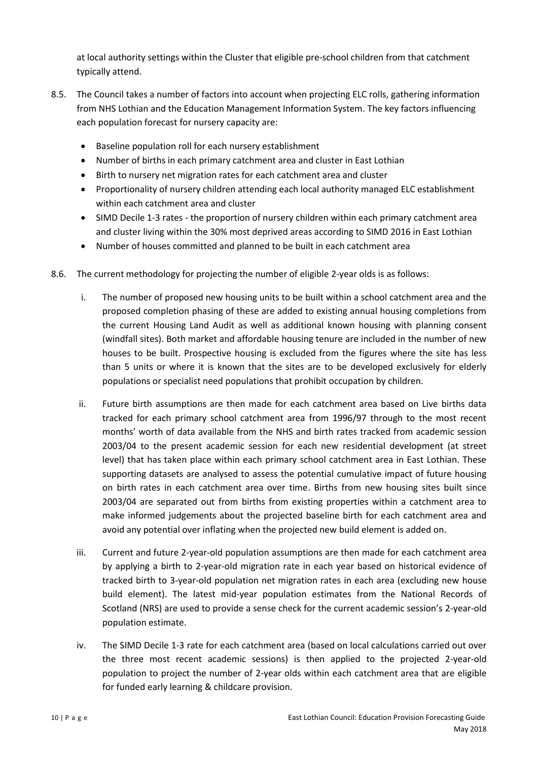at local authority settings within the Cluster that eligible pre-school children from that catchment typically attend.

8.5. The Council takes a number of factors into account when projecting ELC rolls, gathering information from NHS Lothian and the Education Management Information System. The key factors influencing each population forecast for nursery capacity are:

- Baseline population roll for each nursery establishment
- Number of births in each primary catchment area and cluster in East Lothian
- Birth to nursery net migration rates for each catchment area and cluster
- Proportionality of nursery children attending each local authority managed ELC establishment within each catchment area and cluster
- SIMD Decile 1-3 rates - the proportion of nursery children within each primary catchment area and cluster living within the 30% most deprived areas according to SIMD 2016 in East Lothian
- Number of houses committed and planned to be built in each catchment area

8.6. The current methodology for projecting the number of eligible 2-year olds is as follows:

i. The number of proposed new housing units to be built within a school catchment area and the proposed completion phasing of these are added to existing annual housing completions from the current Housing Land Audit as well as additional known housing with planning consent (windfall sites). Both market and affordable housing tenure are included in the number of new houses to be built. Prospective housing is excluded from the figures where the site has less than 5 units or where it is known that the sites are to be developed exclusively for elderly populations or specialist need populations that prohibit occupation by children.

ii. Future birth assumptions are then made for each catchment area based on Live births data tracked for each primary school catchment area from 1996/97 through to the most recent months' worth of data available from the NHS and birth rates tracked from academic session 2003/04 to the present academic session for each new residential development (at street level) that has taken place within each primary school catchment area in East Lothian. These supporting datasets are analysed to assess the potential cumulative impact of future housing on birth rates in each catchment area over time. Births from new housing sites built since 2003/04 are separated out from births from existing properties within a catchment area to make informed judgements about the projected baseline birth for each catchment area and avoid any potential over inflating when the projected new build element is added on.

iii. Current and future 2-year-old population assumptions are then made for each catchment area by applying a birth to 2-year-old migration rate in each year based on historical evidence of tracked birth to 3-year-old population net migration rates in each area (excluding new house build element). The latest mid-year population estimates from the National Records of Scotland (NRS) are used to provide a sense check for the current academic session's 2-year-old population estimate.

iv. The SIMD Decile 1-3 rate for each catchment area (based on local calculations carried out over the three most recent academic sessions) is then applied to the projected 2-year-old population to project the number of 2-year olds within each catchment area that are eligible for funded early learning & childcare provision.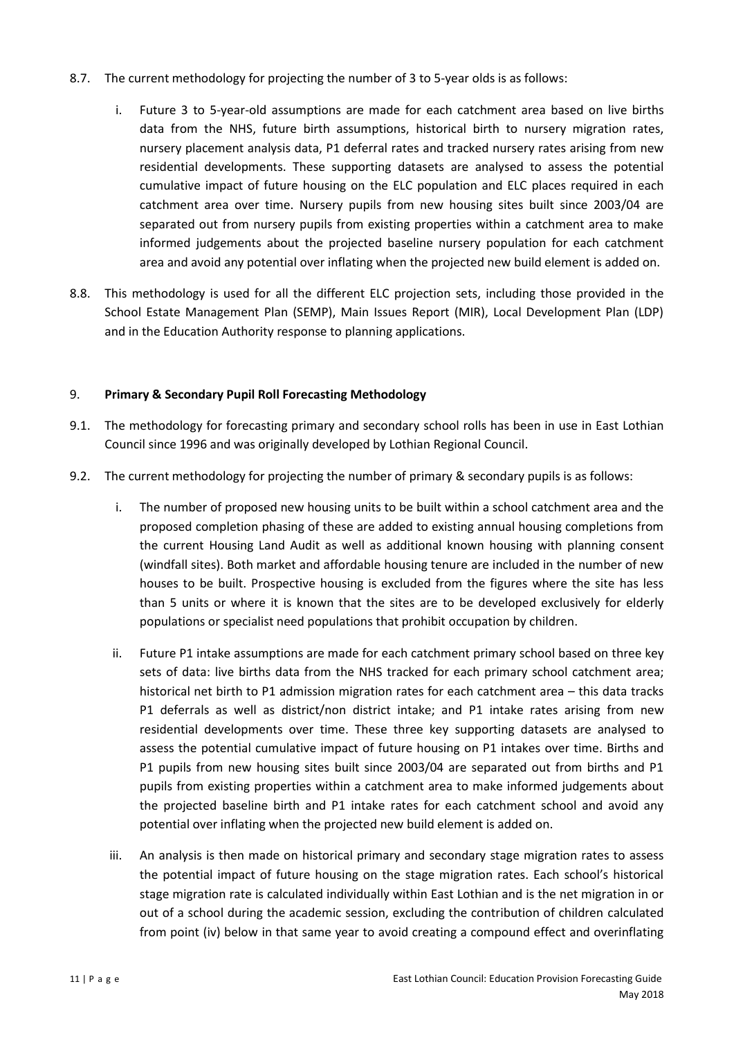8.7. The current methodology for projecting the number of 3 to 5-year olds is as follows:

i. Future 3 to 5-year-old assumptions are made for each catchment area based on live births data from the NHS, future birth assumptions, historical birth to nursery migration rates, nursery placement analysis data, P1 deferral rates and tracked nursery rates arising from new residential developments. These supporting datasets are analysed to assess the potential cumulative impact of future housing on the ELC population and ELC places required in each catchment area over time. Nursery pupils from new housing sites built since 2003/04 are separated out from nursery pupils from existing properties within a catchment area to make informed judgements about the projected baseline nursery population for each catchment area and avoid any potential over inflating when the projected new build element is added on.

8.8. This methodology is used for all the different ELC projection sets, including those provided in the School Estate Management Plan (SEMP), Main Issues Report (MIR), Local Development Plan (LDP) and in the Education Authority response to planning applications.

## 9. **Primary & Secondary Pupil Roll Forecasting Methodology**

9.1. The methodology for forecasting primary and secondary school rolls has been in use in East Lothian Council since 1996 and was originally developed by Lothian Regional Council.

9.2. The current methodology for projecting the number of primary & secondary pupils is as follows:

i. The number of proposed new housing units to be built within a school catchment area and the proposed completion phasing of these are added to existing annual housing completions from the current Housing Land Audit as well as additional known housing with planning consent (windfall sites). Both market and affordable housing tenure are included in the number of new houses to be built. Prospective housing is excluded from the figures where the site has less than 5 units or where it is known that the sites are to be developed exclusively for elderly populations or specialist need populations that prohibit occupation by children.

ii. Future P1 intake assumptions are made for each catchment primary school based on three key sets of data: live births data from the NHS tracked for each primary school catchment area; historical net birth to P1 admission migration rates for each catchment area – this data tracks P1 deferrals as well as district/non district intake; and P1 intake rates arising from new residential developments over time. These three key supporting datasets are analysed to assess the potential cumulative impact of future housing on P1 intakes over time. Births and P1 pupils from new housing sites built since 2003/04 are separated out from births and P1 pupils from existing properties within a catchment area to make informed judgements about the projected baseline birth and P1 intake rates for each catchment school and avoid any potential over inflating when the projected new build element is added on.

iii. An analysis is then made on historical primary and secondary stage migration rates to assess the potential impact of future housing on the stage migration rates. Each school's historical stage migration rate is calculated individually within East Lothian and is the net migration in or out of a school during the academic session, excluding the contribution of children calculated from point (iv) below in that same year to avoid creating a compound effect and overinflating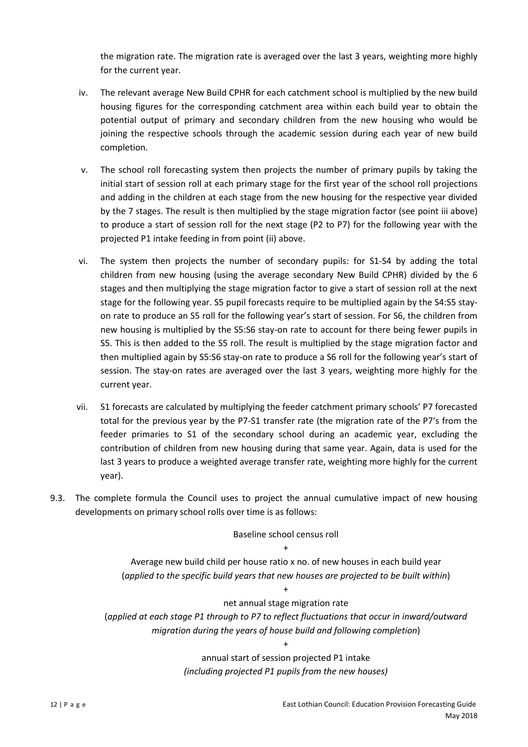the migration rate. The migration rate is averaged over the last 3 years, weighting more highly for the current year.

iv. The relevant average New Build CPHR for each catchment school is multiplied by the new build housing figures for the corresponding catchment area within each build year to obtain the potential output of primary and secondary children from the new housing who would be joining the respective schools through the academic session during each year of new build completion.

v. The school roll forecasting system then projects the number of primary pupils by taking the initial start of session roll at each primary stage for the first year of the school roll projections and adding in the children at each stage from the new housing for the respective year divided by the 7 stages. The result is then multiplied by the stage migration factor (see point iii above) to produce a start of session roll for the next stage (P2 to P7) for the following year with the projected P1 intake feeding in from point (ii) above.

vi. The system then projects the number of secondary pupils: for S1-S4 by adding the total children from new housing (using the average secondary New Build CPHR) divided by the 6 stages and then multiplying the stage migration factor to give a start of session roll at the next stage for the following year. S5 pupil forecasts require to be multiplied again by the S4:S5 stay-on rate to produce an S5 roll for the following year's start of session. For S6, the children from new housing is multiplied by the S5:S6 stay-on rate to account for there being fewer pupils in S5. This is then added to the S5 roll. The result is multiplied by the stage migration factor and then multiplied again by S5:S6 stay-on rate to produce a S6 roll for the following year's start of session. The stay-on rates are averaged over the last 3 years, weighting more highly for the current year.

vii. S1 forecasts are calculated by multiplying the feeder catchment primary schools' P7 forecasted total for the previous year by the P7-S1 transfer rate (the migration rate of the P7's from the feeder primaries to S1 of the secondary school during an academic year, excluding the contribution of children from new housing during that same year. Again, data is used for the last 3 years to produce a weighted average transfer rate, weighting more highly for the current year).

9.3. The complete formula the Council uses to project the annual cumulative impact of new housing developments on primary school rolls over time is as follows:

Baseline school census roll

\+

Average new build child per house ratio x no. of new houses in each build year
(*applied to the specific build years that new houses are projected to be built within*)

\+

net annual stage migration rate
(*applied at each stage P1 through to P7 to reflect fluctuations that occur in inward/outward migration during the years of house build and following completion*)

\+

annual start of session projected P1 intake
*(including projected P1 pupils from the new houses)*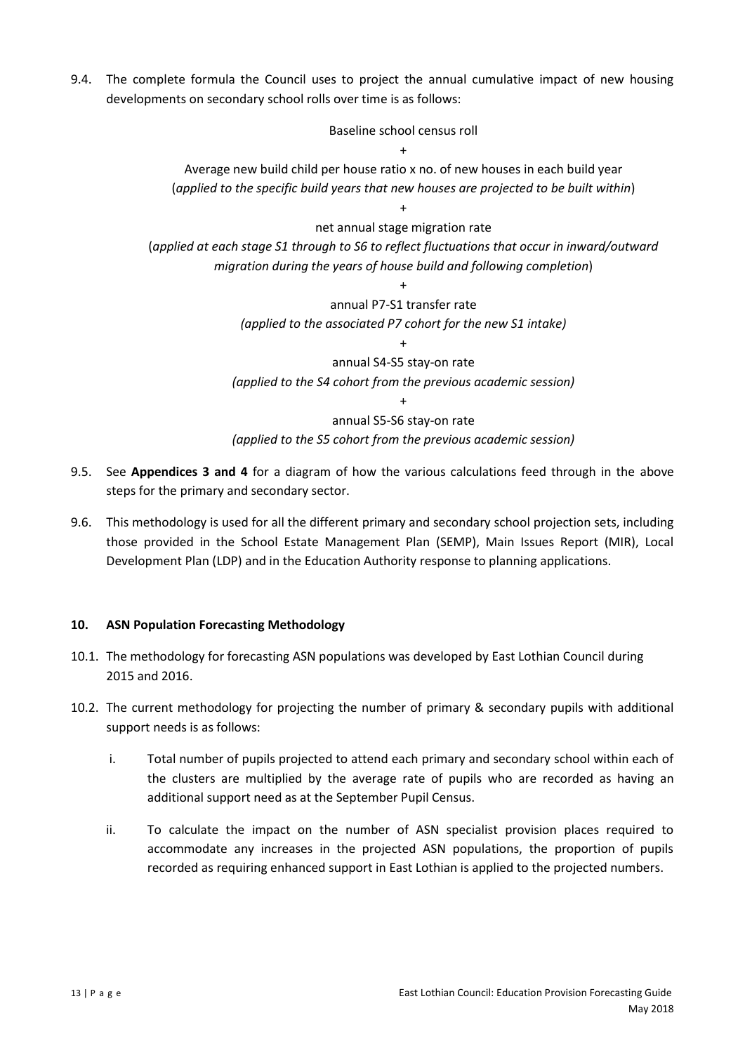9.4. The complete formula the Council uses to project the annual cumulative impact of new housing developments on secondary school rolls over time is as follows:

Baseline school census roll

\+

Average new build child per house ratio x no. of new houses in each build year
(*applied to the specific build years that new houses are projected to be built within*)

\+

net annual stage migration rate
(*applied at each stage S1 through to S6 to reflect fluctuations that occur in inward/outward migration during the years of house build and following completion*)

\+

annual P7-S1 transfer rate
*(applied to the associated P7 cohort for the new S1 intake)*

\+

annual S4-S5 stay-on rate
*(applied to the S4 cohort from the previous academic session)*

\+

annual S5-S6 stay-on rate
*(applied to the S5 cohort from the previous academic session)*

9.5. See **Appendices 3 and 4** for a diagram of how the various calculations feed through in the above steps for the primary and secondary sector.

9.6. This methodology is used for all the different primary and secondary school projection sets, including those provided in the School Estate Management Plan (SEMP), Main Issues Report (MIR), Local Development Plan (LDP) and in the Education Authority response to planning applications.

## 10. ASN Population Forecasting Methodology

10.1. The methodology for forecasting ASN populations was developed by East Lothian Council during 2015 and 2016.

10.2. The current methodology for projecting the number of primary & secondary pupils with additional support needs is as follows:

i. Total number of pupils projected to attend each primary and secondary school within each of the clusters are multiplied by the average rate of pupils who are recorded as having an additional support need as at the September Pupil Census.

ii. To calculate the impact on the number of ASN specialist provision places required to accommodate any increases in the projected ASN populations, the proportion of pupils recorded as requiring enhanced support in East Lothian is applied to the projected numbers.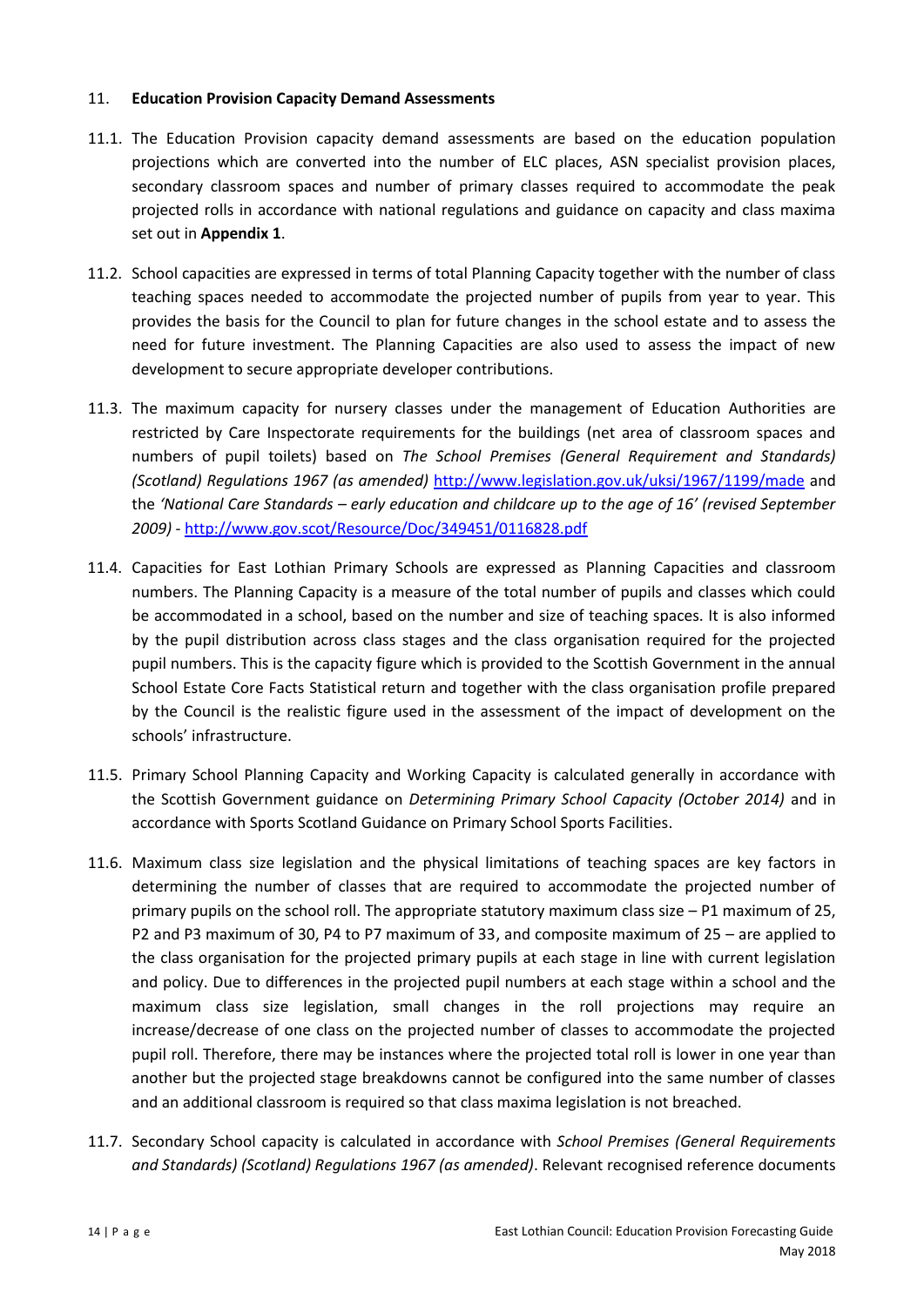## 11. **Education Provision Capacity Demand Assessments**

11.1. The Education Provision capacity demand assessments are based on the education population projections which are converted into the number of ELC places, ASN specialist provision places, secondary classroom spaces and number of primary classes required to accommodate the peak projected rolls in accordance with national regulations and guidance on capacity and class maxima set out in **Appendix 1**.

11.2. School capacities are expressed in terms of total Planning Capacity together with the number of class teaching spaces needed to accommodate the projected number of pupils from year to year. This provides the basis for the Council to plan for future changes in the school estate and to assess the need for future investment. The Planning Capacities are also used to assess the impact of new development to secure appropriate developer contributions.

11.3. The maximum capacity for nursery classes under the management of Education Authorities are restricted by Care Inspectorate requirements for the buildings (net area of classroom spaces and numbers of pupil toilets) based on *The School Premises (General Requirement and Standards) (Scotland) Regulations 1967 (as amended)* http://www.legislation.gov.uk/uksi/1967/1199/made and the *'National Care Standards – early education and childcare up to the age of 16' (revised September 2009)* - http://www.gov.scot/Resource/Doc/349451/0116828.pdf

11.4. Capacities for East Lothian Primary Schools are expressed as Planning Capacities and classroom numbers. The Planning Capacity is a measure of the total number of pupils and classes which could be accommodated in a school, based on the number and size of teaching spaces. It is also informed by the pupil distribution across class stages and the class organisation required for the projected pupil numbers. This is the capacity figure which is provided to the Scottish Government in the annual School Estate Core Facts Statistical return and together with the class organisation profile prepared by the Council is the realistic figure used in the assessment of the impact of development on the schools' infrastructure.

11.5. Primary School Planning Capacity and Working Capacity is calculated generally in accordance with the Scottish Government guidance on *Determining Primary School Capacity (October 2014)* and in accordance with Sports Scotland Guidance on Primary School Sports Facilities.

11.6. Maximum class size legislation and the physical limitations of teaching spaces are key factors in determining the number of classes that are required to accommodate the projected number of primary pupils on the school roll. The appropriate statutory maximum class size – P1 maximum of 25, P2 and P3 maximum of 30, P4 to P7 maximum of 33, and composite maximum of 25 – are applied to the class organisation for the projected primary pupils at each stage in line with current legislation and policy. Due to differences in the projected pupil numbers at each stage within a school and the maximum class size legislation, small changes in the roll projections may require an increase/decrease of one class on the projected number of classes to accommodate the projected pupil roll. Therefore, there may be instances where the projected total roll is lower in one year than another but the projected stage breakdowns cannot be configured into the same number of classes and an additional classroom is required so that class maxima legislation is not breached.

11.7. Secondary School capacity is calculated in accordance with *School Premises (General Requirements and Standards) (Scotland) Regulations 1967 (as amended)*. Relevant recognised reference documents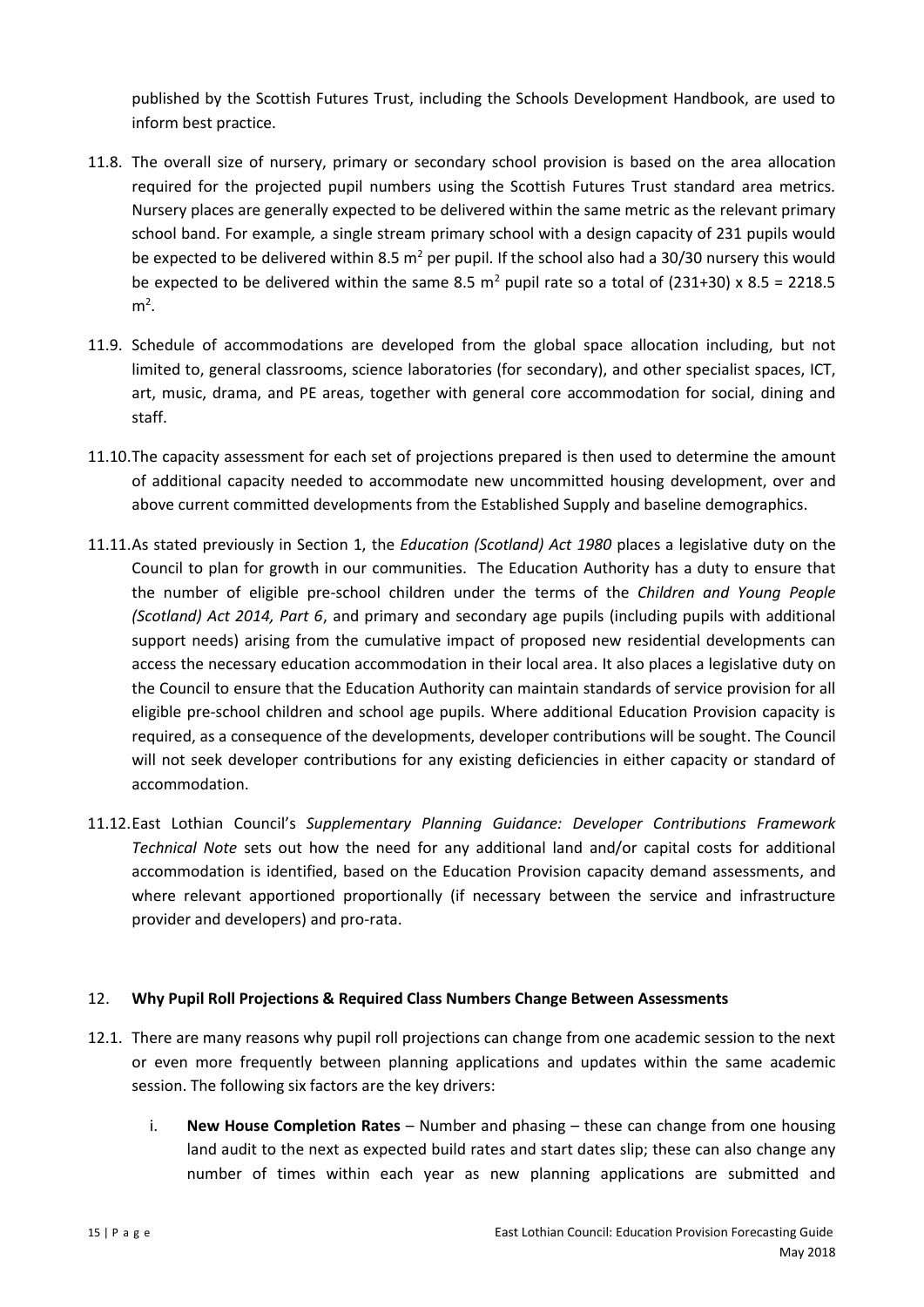published by the Scottish Futures Trust, including the Schools Development Handbook, are used to inform best practice.

11.8. The overall size of nursery, primary or secondary school provision is based on the area allocation required for the projected pupil numbers using the Scottish Futures Trust standard area metrics. Nursery places are generally expected to be delivered within the same metric as the relevant primary school band. For example*,* a single stream primary school with a design capacity of 231 pupils would be expected to be delivered within 8.5 $m^2$ per pupil. If the school also had a 30/30 nursery this would be expected to be delivered within the same 8.5 $m^2$ pupil rate so a total of (231+30) x 8.5 = 2218.5 $m^2$.

11.9. Schedule of accommodations are developed from the global space allocation including, but not limited to, general classrooms, science laboratories (for secondary), and other specialist spaces, ICT, art, music, drama, and PE areas, together with general core accommodation for social, dining and staff.

11.10. The capacity assessment for each set of projections prepared is then used to determine the amount of additional capacity needed to accommodate new uncommitted housing development, over and above current committed developments from the Established Supply and baseline demographics.

11.11. As stated previously in Section 1, the *Education (Scotland) Act 1980* places a legislative duty on the Council to plan for growth in our communities. The Education Authority has a duty to ensure that the number of eligible pre-school children under the terms of the *Children and Young People (Scotland) Act 2014, Part 6*, and primary and secondary age pupils (including pupils with additional support needs) arising from the cumulative impact of proposed new residential developments can access the necessary education accommodation in their local area. It also places a legislative duty on the Council to ensure that the Education Authority can maintain standards of service provision for all eligible pre-school children and school age pupils. Where additional Education Provision capacity is required, as a consequence of the developments, developer contributions will be sought. The Council will not seek developer contributions for any existing deficiencies in either capacity or standard of accommodation.

11.12. East Lothian Council's *Supplementary Planning Guidance: Developer Contributions Framework Technical Note* sets out how the need for any additional land and/or capital costs for additional accommodation is identified, based on the Education Provision capacity demand assessments, and where relevant apportioned proportionally (if necessary between the service and infrastructure provider and developers) and pro-rata.

## 12. Why Pupil Roll Projections & Required Class Numbers Change Between Assessments

12.1. There are many reasons why pupil roll projections can change from one academic session to the next or even more frequently between planning applications and updates within the same academic session. The following six factors are the key drivers:

i. **New House Completion Rates** – Number and phasing – these can change from one housing land audit to the next as expected build rates and start dates slip; these can also change any number of times within each year as new planning applications are submitted and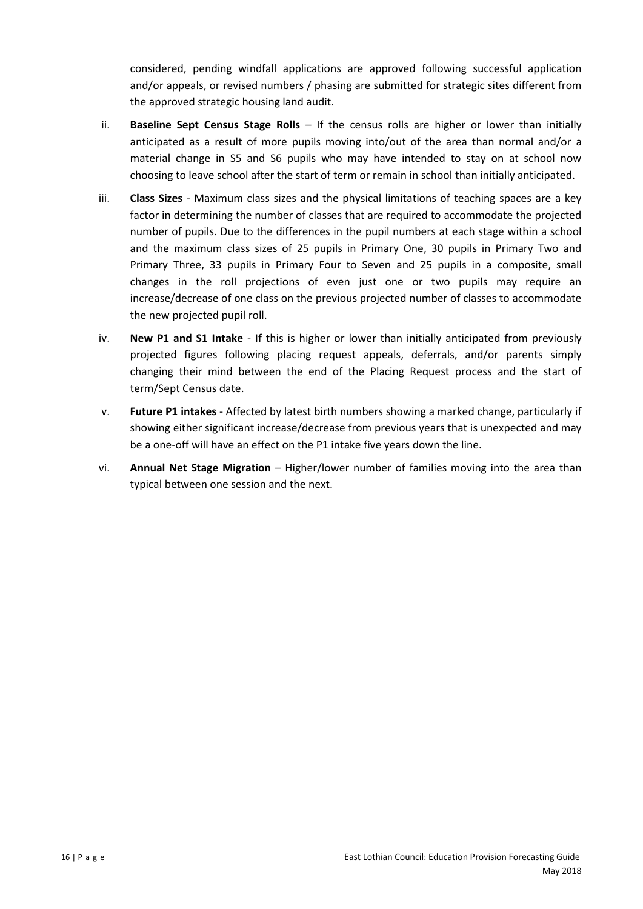considered, pending windfall applications are approved following successful application and/or appeals, or revised numbers / phasing are submitted for strategic sites different from the approved strategic housing land audit.

ii. **Baseline Sept Census Stage Rolls** – If the census rolls are higher or lower than initially anticipated as a result of more pupils moving into/out of the area than normal and/or a material change in S5 and S6 pupils who may have intended to stay on at school now choosing to leave school after the start of term or remain in school than initially anticipated.

iii. **Class Sizes** - Maximum class sizes and the physical limitations of teaching spaces are a key factor in determining the number of classes that are required to accommodate the projected number of pupils. Due to the differences in the pupil numbers at each stage within a school and the maximum class sizes of 25 pupils in Primary One, 30 pupils in Primary Two and Primary Three, 33 pupils in Primary Four to Seven and 25 pupils in a composite, small changes in the roll projections of even just one or two pupils may require an increase/decrease of one class on the previous projected number of classes to accommodate the new projected pupil roll.

iv. **New P1 and S1 Intake** - If this is higher or lower than initially anticipated from previously projected figures following placing request appeals, deferrals, and/or parents simply changing their mind between the end of the Placing Request process and the start of term/Sept Census date.

v. **Future P1 intakes** - Affected by latest birth numbers showing a marked change, particularly if showing either significant increase/decrease from previous years that is unexpected and may be a one-off will have an effect on the P1 intake five years down the line.

vi. **Annual Net Stage Migration** – Higher/lower number of families moving into the area than typical between one session and the next.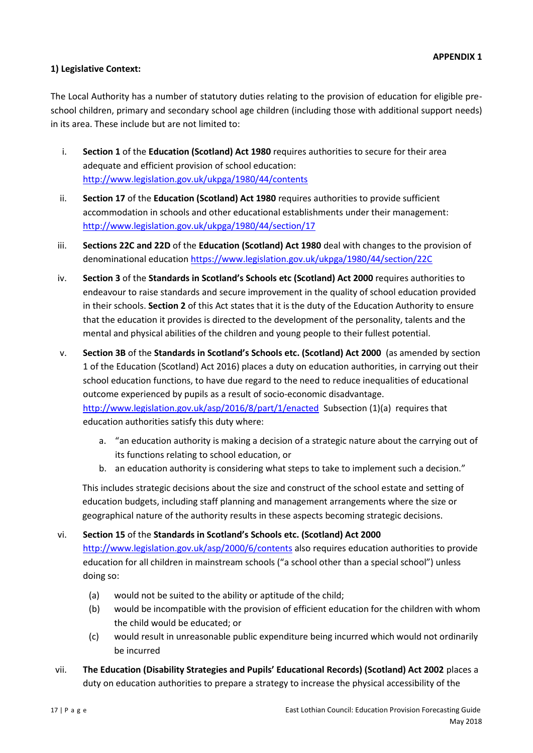**APPENDIX 1**

**1) Legislative Context:**

The Local Authority has a number of statutory duties relating to the provision of education for eligible pre-school children, primary and secondary school age children (including those with additional support needs) in its area. These include but are not limited to:

i. **Section 1** of the **Education (Scotland) Act 1980** requires authorities to secure for their area adequate and efficient provision of school education: http://www.legislation.gov.uk/ukpga/1980/44/contents

ii. **Section 17** of the **Education (Scotland) Act 1980** requires authorities to provide sufficient accommodation in schools and other educational establishments under their management: http://www.legislation.gov.uk/ukpga/1980/44/section/17

iii. **Sections 22C and 22D** of the **Education (Scotland) Act 1980** deal with changes to the provision of denominational education https://www.legislation.gov.uk/ukpga/1980/44/section/22C

iv. **Section 3** of the **Standards in Scotland's Schools etc (Scotland) Act 2000** requires authorities to endeavour to raise standards and secure improvement in the quality of school education provided in their schools. **Section 2** of this Act states that it is the duty of the Education Authority to ensure that the education it provides is directed to the development of the personality, talents and the mental and physical abilities of the children and young people to their fullest potential.

v. **Section 3B** of the **Standards in Scotland's Schools etc. (Scotland) Act 2000** (as amended by section 1 of the Education (Scotland) Act 2016) places a duty on education authorities, in carrying out their school education functions, to have due regard to the need to reduce inequalities of educational outcome experienced by pupils as a result of socio-economic disadvantage. http://www.legislation.gov.uk/asp/2016/8/part/1/enacted Subsection (1)(a) requires that education authorities satisfy this duty where:

   a. "an education authority is making a decision of a strategic nature about the carrying out of its functions relating to school education, or
   b. an education authority is considering what steps to take to implement such a decision."

   This includes strategic decisions about the size and construct of the school estate and setting of education budgets, including staff planning and management arrangements where the size or geographical nature of the authority results in these aspects becoming strategic decisions.

vi. **Section 15** of the **Standards in Scotland's Schools etc. (Scotland) Act 2000** http://www.legislation.gov.uk/asp/2000/6/contents also requires education authorities to provide education for all children in mainstream schools ("a school other than a special school") unless doing so:

   (a) would not be suited to the ability or aptitude of the child;
   (b) would be incompatible with the provision of efficient education for the children with whom the child would be educated; or
   (c) would result in unreasonable public expenditure being incurred which would not ordinarily be incurred

vii. **The Education (Disability Strategies and Pupils' Educational Records) (Scotland) Act 2002** places a duty on education authorities to prepare a strategy to increase the physical accessibility of the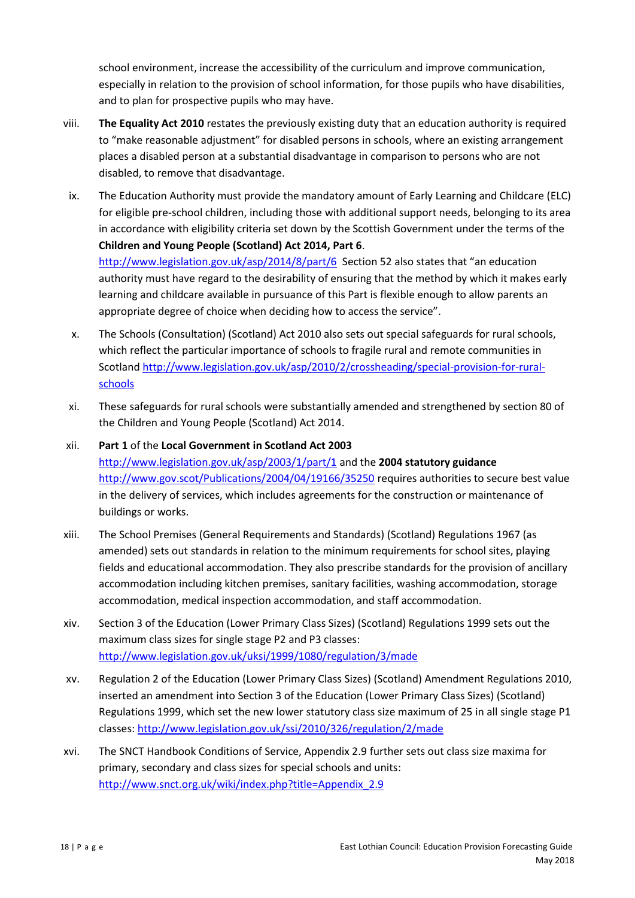school environment, increase the accessibility of the curriculum and improve communication, especially in relation to the provision of school information, for those pupils who have disabilities, and to plan for prospective pupils who may have.

viii. **The Equality Act 2010** restates the previously existing duty that an education authority is required to "make reasonable adjustment" for disabled persons in schools, where an existing arrangement places a disabled person at a substantial disadvantage in comparison to persons who are not disabled, to remove that disadvantage.

ix. The Education Authority must provide the mandatory amount of Early Learning and Childcare (ELC) for eligible pre-school children, including those with additional support needs, belonging to its area in accordance with eligibility criteria set down by the Scottish Government under the terms of the **Children and Young People (Scotland) Act 2014, Part 6**. http://www.legislation.gov.uk/asp/2014/8/part/6 Section 52 also states that "an education authority must have regard to the desirability of ensuring that the method by which it makes early learning and childcare available in pursuance of this Part is flexible enough to allow parents an appropriate degree of choice when deciding how to access the service".

x. The Schools (Consultation) (Scotland) Act 2010 also sets out special safeguards for rural schools, which reflect the particular importance of schools to fragile rural and remote communities in Scotland http://www.legislation.gov.uk/asp/2010/2/crossheading/special-provision-for-rural-schools

xi. These safeguards for rural schools were substantially amended and strengthened by section 80 of the Children and Young People (Scotland) Act 2014.

xii. **Part 1** of the **Local Government in Scotland Act 2003** http://www.legislation.gov.uk/asp/2003/1/part/1 and the **2004 statutory guidance** http://www.gov.scot/Publications/2004/04/19166/35250 requires authorities to secure best value in the delivery of services, which includes agreements for the construction or maintenance of buildings or works.

xiii. The School Premises (General Requirements and Standards) (Scotland) Regulations 1967 (as amended) sets out standards in relation to the minimum requirements for school sites, playing fields and educational accommodation. They also prescribe standards for the provision of ancillary accommodation including kitchen premises, sanitary facilities, washing accommodation, storage accommodation, medical inspection accommodation, and staff accommodation.

xiv. Section 3 of the Education (Lower Primary Class Sizes) (Scotland) Regulations 1999 sets out the maximum class sizes for single stage P2 and P3 classes: http://www.legislation.gov.uk/uksi/1999/1080/regulation/3/made

xv. Regulation 2 of the Education (Lower Primary Class Sizes) (Scotland) Amendment Regulations 2010, inserted an amendment into Section 3 of the Education (Lower Primary Class Sizes) (Scotland) Regulations 1999, which set the new lower statutory class size maximum of 25 in all single stage P1 classes: http://www.legislation.gov.uk/ssi/2010/326/regulation/2/made

xvi. The SNCT Handbook Conditions of Service, Appendix 2.9 further sets out class size maxima for primary, secondary and class sizes for special schools and units: http://www.snct.org.uk/wiki/index.php?title=Appendix_2.9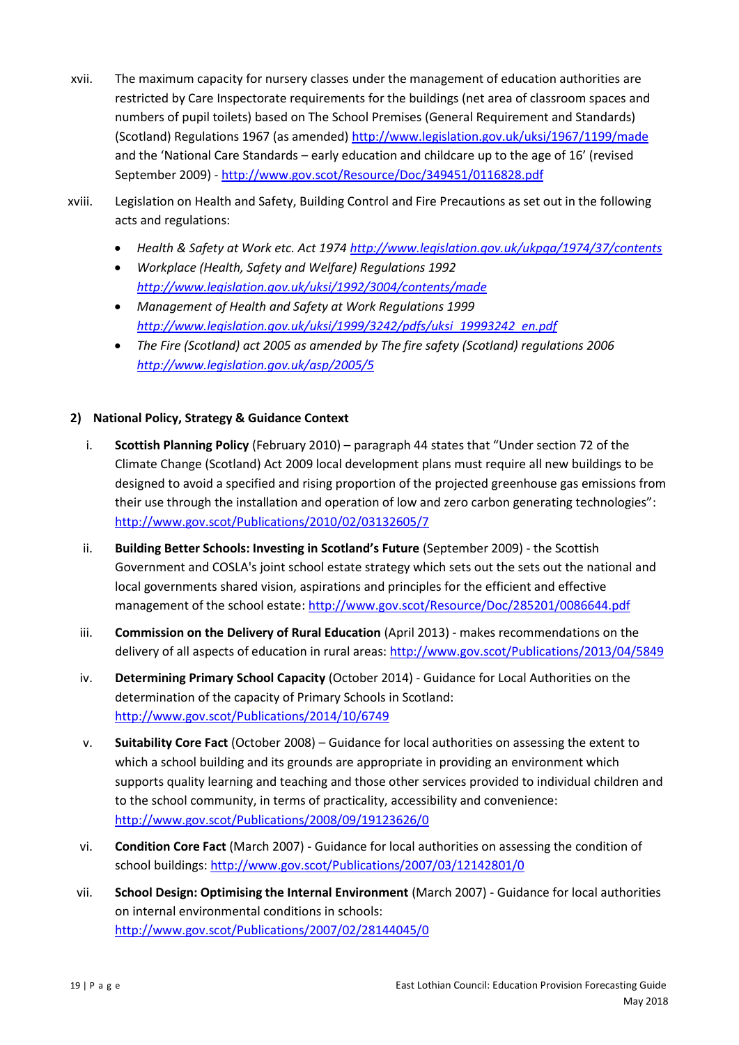xvii. The maximum capacity for nursery classes under the management of education authorities are restricted by Care Inspectorate requirements for the buildings (net area of classroom spaces and numbers of pupil toilets) based on The School Premises (General Requirement and Standards) (Scotland) Regulations 1967 (as amended) http://www.legislation.gov.uk/uksi/1967/1199/made and the 'National Care Standards – early education and childcare up to the age of 16' (revised September 2009) - http://www.gov.scot/Resource/Doc/349451/0116828.pdf

xviii. Legislation on Health and Safety, Building Control and Fire Precautions as set out in the following acts and regulations:

- *Health & Safety at Work etc. Act 1974* *http://www.legislation.gov.uk/ukpga/1974/37/contents*
- *Workplace (Health, Safety and Welfare) Regulations 1992* *http://www.legislation.gov.uk/uksi/1992/3004/contents/made*
- *Management of Health and Safety at Work Regulations 1999* *http://www.legislation.gov.uk/uksi/1999/3242/pdfs/uksi_19993242_en.pdf*
- *The Fire (Scotland) act 2005 as amended by The fire safety (Scotland) regulations 2006* *http://www.legislation.gov.uk/asp/2005/5*

## 2) National Policy, Strategy & Guidance Context

i. **Scottish Planning Policy** (February 2010) – paragraph 44 states that "Under section 72 of the Climate Change (Scotland) Act 2009 local development plans must require all new buildings to be designed to avoid a specified and rising proportion of the projected greenhouse gas emissions from their use through the installation and operation of low and zero carbon generating technologies": http://www.gov.scot/Publications/2010/02/03132605/7

ii. **Building Better Schools: Investing in Scotland's Future** (September 2009) - the Scottish Government and COSLA's joint school estate strategy which sets out the sets out the national and local governments shared vision, aspirations and principles for the efficient and effective management of the school estate: http://www.gov.scot/Resource/Doc/285201/0086644.pdf

iii. **Commission on the Delivery of Rural Education** (April 2013) - makes recommendations on the delivery of all aspects of education in rural areas: http://www.gov.scot/Publications/2013/04/5849

iv. **Determining Primary School Capacity** (October 2014) - Guidance for Local Authorities on the determination of the capacity of Primary Schools in Scotland: http://www.gov.scot/Publications/2014/10/6749

v. **Suitability Core Fact** (October 2008) – Guidance for local authorities on assessing the extent to which a school building and its grounds are appropriate in providing an environment which supports quality learning and teaching and those other services provided to individual children and to the school community, in terms of practicality, accessibility and convenience: http://www.gov.scot/Publications/2008/09/19123626/0

vi. **Condition Core Fact** (March 2007) - Guidance for local authorities on assessing the condition of school buildings: http://www.gov.scot/Publications/2007/03/12142801/0

vii. **School Design: Optimising the Internal Environment** (March 2007) - Guidance for local authorities on internal environmental conditions in schools: http://www.gov.scot/Publications/2007/02/28144045/0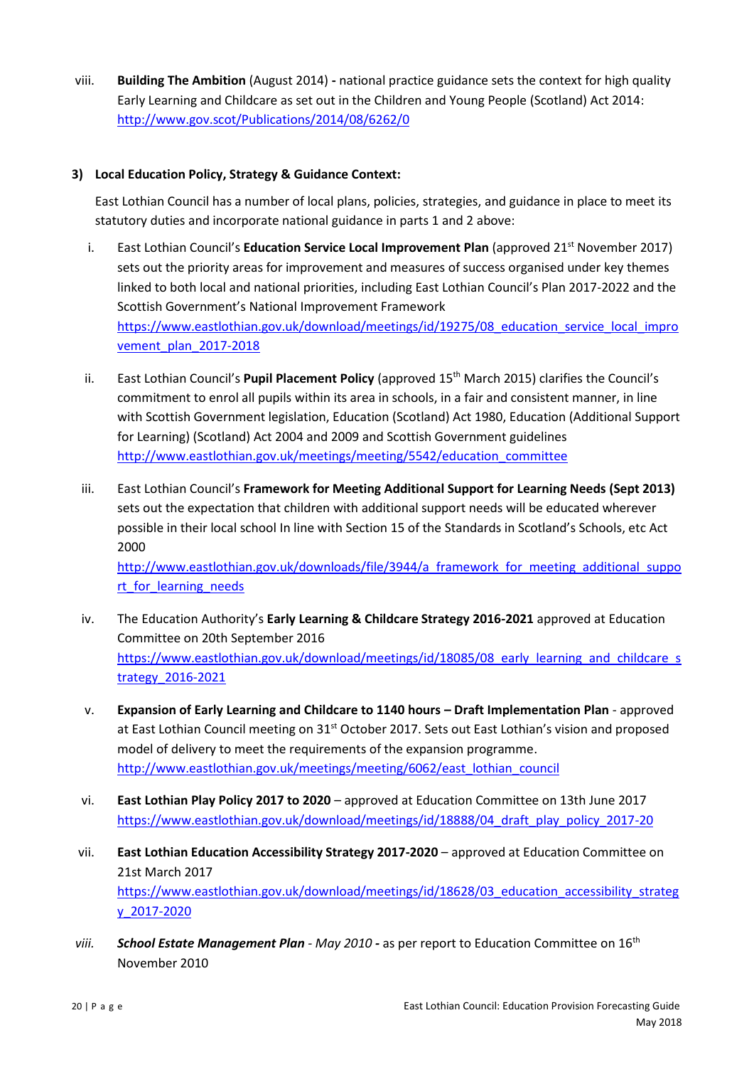viii. **Building The Ambition** (August 2014) **-** national practice guidance sets the context for high quality Early Learning and Childcare as set out in the Children and Young People (Scotland) Act 2014: http://www.gov.scot/Publications/2014/08/6262/0

**3) Local Education Policy, Strategy & Guidance Context:**

East Lothian Council has a number of local plans, policies, strategies, and guidance in place to meet its statutory duties and incorporate national guidance in parts 1 and 2 above:

i. East Lothian Council's **Education Service Local Improvement Plan** (approved 21st November 2017) sets out the priority areas for improvement and measures of success organised under key themes linked to both local and national priorities, including East Lothian Council's Plan 2017-2022 and the Scottish Government's National Improvement Framework https://www.eastlothian.gov.uk/download/meetings/id/19275/08_education_service_local_improvement_plan_2017-2018

ii. East Lothian Council's **Pupil Placement Policy** (approved 15th March 2015) clarifies the Council's commitment to enrol all pupils within its area in schools, in a fair and consistent manner, in line with Scottish Government legislation, Education (Scotland) Act 1980, Education (Additional Support for Learning) (Scotland) Act 2004 and 2009 and Scottish Government guidelines http://www.eastlothian.gov.uk/meetings/meeting/5542/education_committee

iii. East Lothian Council's **Framework for Meeting Additional Support for Learning Needs (Sept 2013)** sets out the expectation that children with additional support needs will be educated wherever possible in their local school In line with Section 15 of the Standards in Scotland's Schools, etc Act 2000 http://www.eastlothian.gov.uk/downloads/file/3944/a_framework_for_meeting_additional_support_for_learning_needs

iv. The Education Authority's **Early Learning & Childcare Strategy 2016-2021** approved at Education Committee on 20th September 2016 https://www.eastlothian.gov.uk/download/meetings/id/18085/08_early_learning_and_childcare_strategy_2016-2021

v. **Expansion of Early Learning and Childcare to 1140 hours – Draft Implementation Plan** - approved at East Lothian Council meeting on 31st October 2017. Sets out East Lothian's vision and proposed model of delivery to meet the requirements of the expansion programme. http://www.eastlothian.gov.uk/meetings/meeting/6062/east_lothian_council

vi. **East Lothian Play Policy 2017 to 2020** – approved at Education Committee on 13th June 2017 https://www.eastlothian.gov.uk/download/meetings/id/18888/04_draft_play_policy_2017-20

vii. **East Lothian Education Accessibility Strategy 2017-2020** – approved at Education Committee on 21st March 2017 https://www.eastlothian.gov.uk/download/meetings/id/18628/03_education_accessibility_strategy_2017-2020

*viii.* ***School Estate Management Plan** - May 2010* **-** as per report to Education Committee on 16th November 2010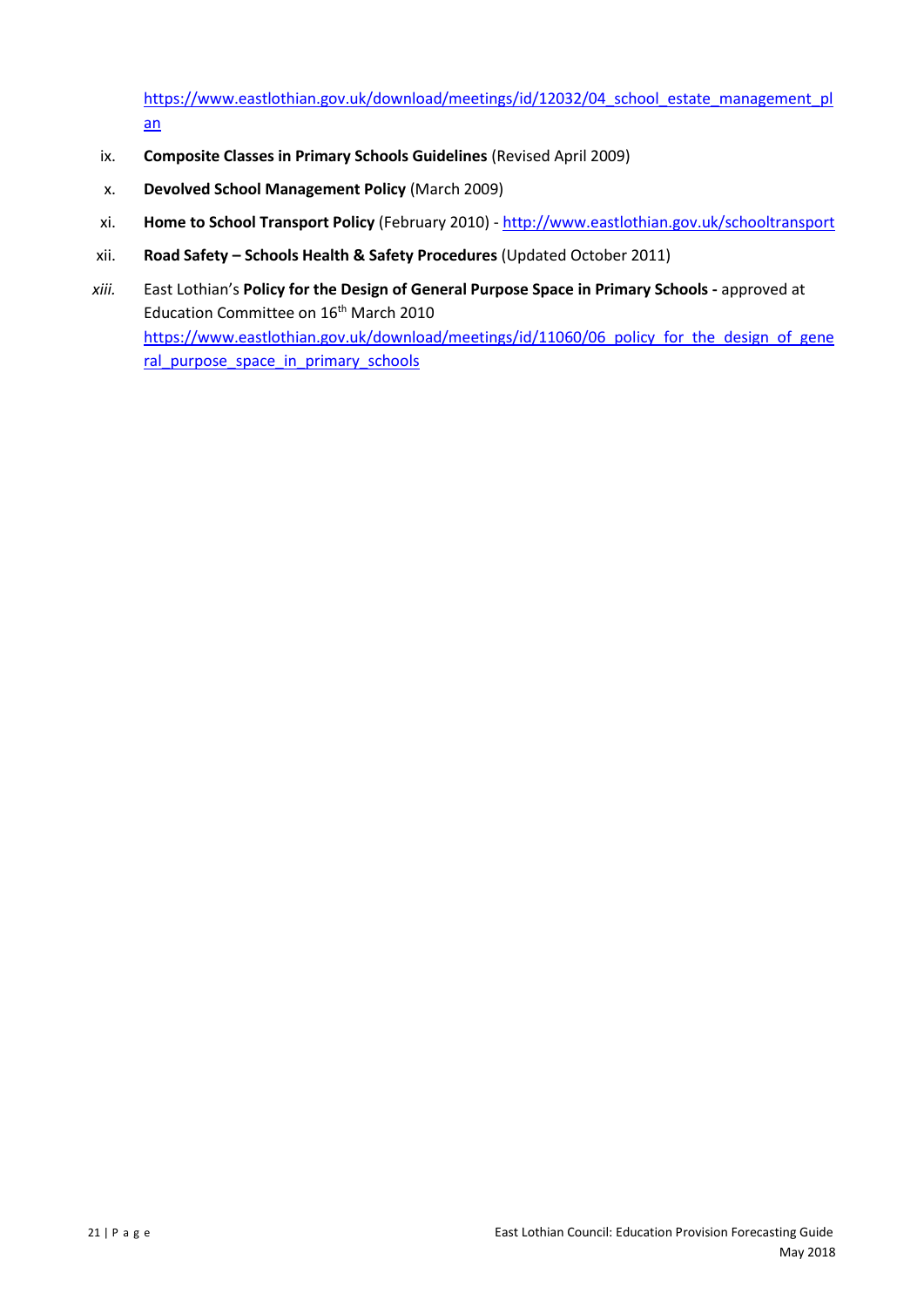https://www.eastlothian.gov.uk/download/meetings/id/12032/04_school_estate_management_plan

ix. **Composite Classes in Primary Schools Guidelines** (Revised April 2009)

x. **Devolved School Management Policy** (March 2009)

xi. **Home to School Transport Policy** (February 2010) - http://www.eastlothian.gov.uk/schooltransport

xii. **Road Safety – Schools Health & Safety Procedures** (Updated October 2011)

*xiii.* East Lothian's **Policy for the Design of General Purpose Space in Primary Schools -** approved at Education Committee on 16th March 2010 https://www.eastlothian.gov.uk/download/meetings/id/11060/06_policy_for_the_design_of_general_purpose_space_in_primary_schools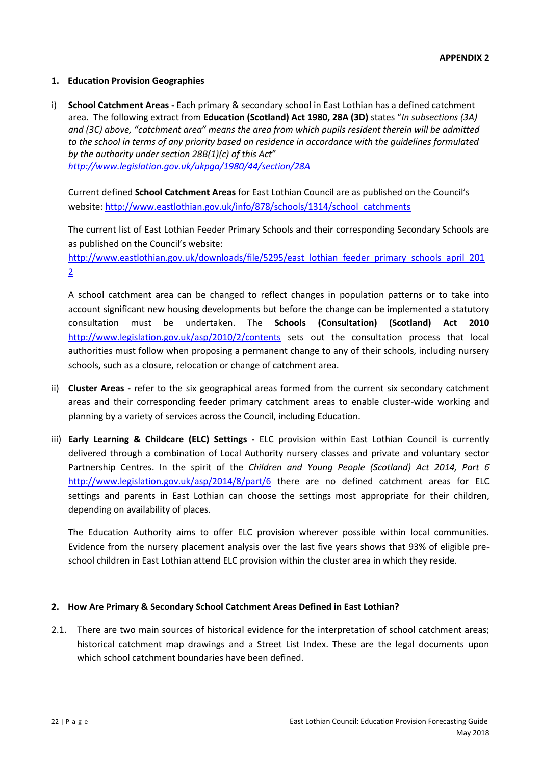**APPENDIX 2**

## 1. Education Provision Geographies

i) **School Catchment Areas -** Each primary & secondary school in East Lothian has a defined catchment area. The following extract from **Education (Scotland) Act 1980, 28A (3D)** states "*In subsections (3A) and (3C) above, "catchment area" means the area from which pupils resident therein will be admitted to the school in terms of any priority based on residence in accordance with the guidelines formulated by the authority under section 28B(1)(c) of this Act*"
*http://www.legislation.gov.uk/ukpga/1980/44/section/28A*

Current defined **School Catchment Areas** for East Lothian Council are as published on the Council's website: http://www.eastlothian.gov.uk/info/878/schools/1314/school_catchments

The current list of East Lothian Feeder Primary Schools and their corresponding Secondary Schools are as published on the Council's website:
http://www.eastlothian.gov.uk/downloads/file/5295/east_lothian_feeder_primary_schools_april_2012

A school catchment area can be changed to reflect changes in population patterns or to take into account significant new housing developments but before the change can be implemented a statutory consultation must be undertaken. The **Schools (Consultation) (Scotland) Act 2010** http://www.legislation.gov.uk/asp/2010/2/contents sets out the consultation process that local authorities must follow when proposing a permanent change to any of their schools, including nursery schools, such as a closure, relocation or change of catchment area.

ii) **Cluster Areas -** refer to the six geographical areas formed from the current six secondary catchment areas and their corresponding feeder primary catchment areas to enable cluster-wide working and planning by a variety of services across the Council, including Education.

iii) **Early Learning & Childcare (ELC) Settings -** ELC provision within East Lothian Council is currently delivered through a combination of Local Authority nursery classes and private and voluntary sector Partnership Centres. In the spirit of the *Children and Young People (Scotland) Act 2014, Part 6* http://www.legislation.gov.uk/asp/2014/8/part/6 there are no defined catchment areas for ELC settings and parents in East Lothian can choose the settings most appropriate for their children, depending on availability of places.

The Education Authority aims to offer ELC provision wherever possible within local communities. Evidence from the nursery placement analysis over the last five years shows that 93% of eligible pre-school children in East Lothian attend ELC provision within the cluster area in which they reside.

## 2. How Are Primary & Secondary School Catchment Areas Defined in East Lothian?

2.1. There are two main sources of historical evidence for the interpretation of school catchment areas; historical catchment map drawings and a Street List Index. These are the legal documents upon which school catchment boundaries have been defined.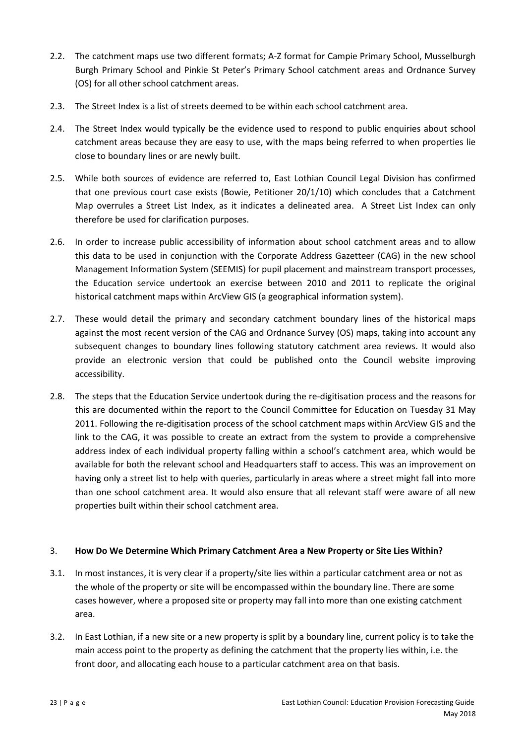2.2. The catchment maps use two different formats; A-Z format for Campie Primary School, Musselburgh Burgh Primary School and Pinkie St Peter's Primary School catchment areas and Ordnance Survey (OS) for all other school catchment areas.

2.3. The Street Index is a list of streets deemed to be within each school catchment area.

2.4. The Street Index would typically be the evidence used to respond to public enquiries about school catchment areas because they are easy to use, with the maps being referred to when properties lie close to boundary lines or are newly built.

2.5. While both sources of evidence are referred to, East Lothian Council Legal Division has confirmed that one previous court case exists (Bowie, Petitioner 20/1/10) which concludes that a Catchment Map overrules a Street List Index, as it indicates a delineated area. A Street List Index can only therefore be used for clarification purposes.

2.6. In order to increase public accessibility of information about school catchment areas and to allow this data to be used in conjunction with the Corporate Address Gazetteer (CAG) in the new school Management Information System (SEEMIS) for pupil placement and mainstream transport processes, the Education service undertook an exercise between 2010 and 2011 to replicate the original historical catchment maps within ArcView GIS (a geographical information system).

2.7. These would detail the primary and secondary catchment boundary lines of the historical maps against the most recent version of the CAG and Ordnance Survey (OS) maps, taking into account any subsequent changes to boundary lines following statutory catchment area reviews. It would also provide an electronic version that could be published onto the Council website improving accessibility.

2.8. The steps that the Education Service undertook during the re-digitisation process and the reasons for this are documented within the report to the Council Committee for Education on Tuesday 31 May 2011. Following the re-digitisation process of the school catchment maps within ArcView GIS and the link to the CAG, it was possible to create an extract from the system to provide a comprehensive address index of each individual property falling within a school's catchment area, which would be available for both the relevant school and Headquarters staff to access. This was an improvement on having only a street list to help with queries, particularly in areas where a street might fall into more than one school catchment area. It would also ensure that all relevant staff were aware of all new properties built within their school catchment area.

## 3. How Do We Determine Which Primary Catchment Area a New Property or Site Lies Within?

3.1. In most instances, it is very clear if a property/site lies within a particular catchment area or not as the whole of the property or site will be encompassed within the boundary line. There are some cases however, where a proposed site or property may fall into more than one existing catchment area.

3.2. In East Lothian, if a new site or a new property is split by a boundary line, current policy is to take the main access point to the property as defining the catchment that the property lies within, i.e. the front door, and allocating each house to a particular catchment area on that basis.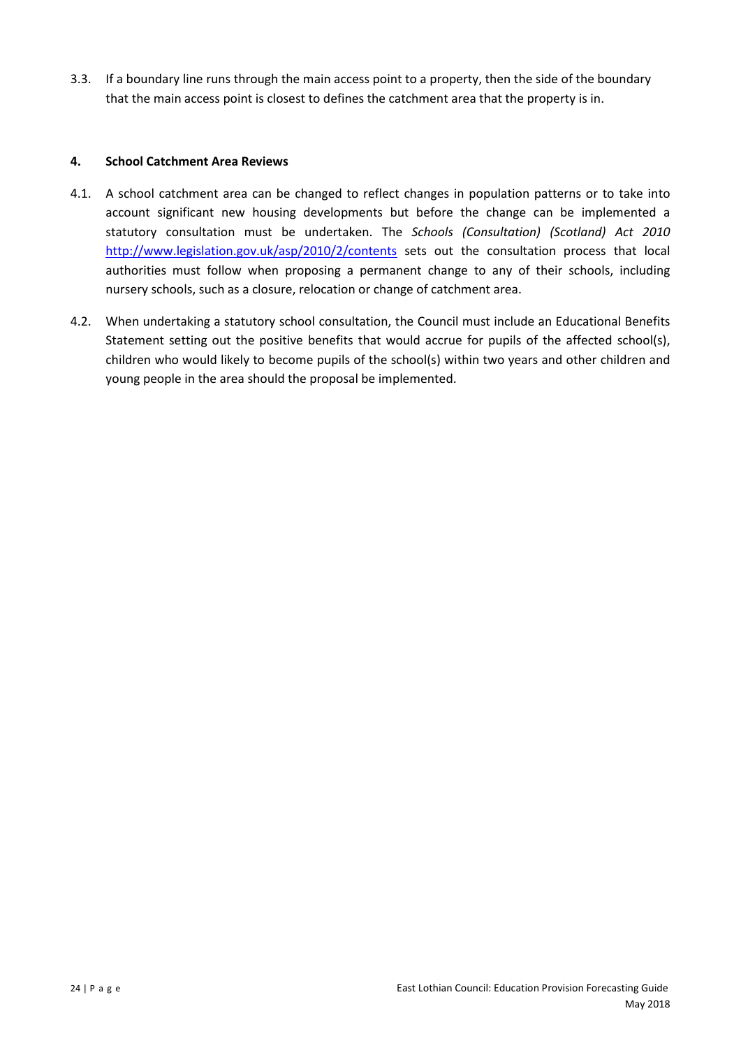3.3. If a boundary line runs through the main access point to a property, then the side of the boundary that the main access point is closest to defines the catchment area that the property is in.

## 4. School Catchment Area Reviews

4.1. A school catchment area can be changed to reflect changes in population patterns or to take into account significant new housing developments but before the change can be implemented a statutory consultation must be undertaken. The *Schools (Consultation) (Scotland) Act 2010* http://www.legislation.gov.uk/asp/2010/2/contents sets out the consultation process that local authorities must follow when proposing a permanent change to any of their schools, including nursery schools, such as a closure, relocation or change of catchment area.

4.2. When undertaking a statutory school consultation, the Council must include an Educational Benefits Statement setting out the positive benefits that would accrue for pupils of the affected school(s), children who would likely to become pupils of the school(s) within two years and other children and young people in the area should the proposal be implemented.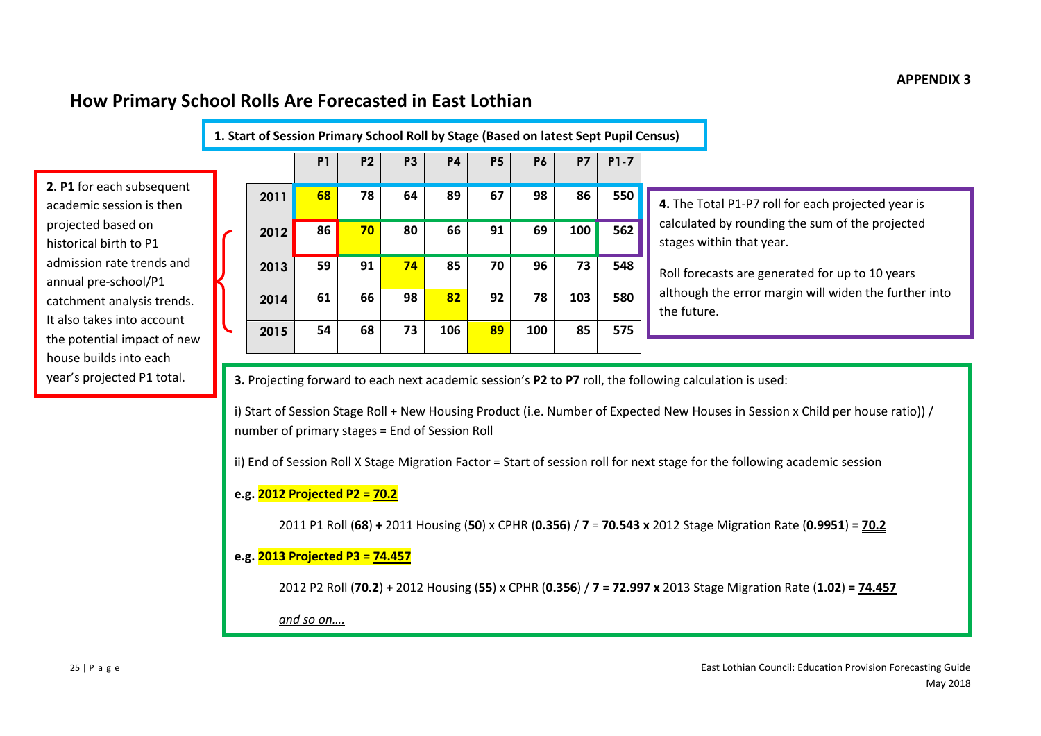**APPENDIX 3**

## How Primary School Rolls Are Forecasted in East Lothian

**1. Start of Session Primary School Roll by Stage (Based on latest Sept Pupil Census)**

| | P1 | P2 | P3 | P4 | P5 | P6 | P7 | P1-7 |
|---|---|---|---|---|---|---|---|---|
| **2011** | **68** | **78** | **64** | **89** | **67** | **98** | **86** | **550** |
| **2012** | **86** | **70** | **80** | **66** | **91** | **69** | **100** | **562** |
| **2013** | **59** | **91** | **74** | **85** | **70** | **96** | **73** | **548** |
| **2014** | **61** | **66** | **98** | **82** | **92** | **78** | **103** | **580** |
| **2015** | **54** | **68** | **73** | **106** | **89** | **100** | **85** | **575** |

**2. P1** for each subsequent academic session is then projected based on historical birth to P1 admission rate trends and annual pre-school/P1 catchment analysis trends. It also takes into account the potential impact of new house builds into each year's projected P1 total.

**3.** Projecting forward to each next academic session's **P2 to P7** roll, the following calculation is used:

i) Start of Session Stage Roll + New Housing Product (i.e. Number of Expected New Houses in Session x Child per house ratio)) / number of primary stages = End of Session Roll

ii) End of Session Roll X Stage Migration Factor = Start of session roll for next stage for the following academic session

**e.g. 2012 Projected P2 = 70.2**

2011 P1 Roll (**68**) **+** 2011 Housing (**50**) x CPHR (**0.356**) / **7** = **70.543 x** 2012 Stage Migration Rate (**0.9951**) **= 70.2**

**e.g. 2013 Projected P3 = 74.457**

2012 P2 Roll (**70.2**) **+** 2012 Housing (**55**) x CPHR (**0.356**) / **7** = **72.997 x** 2013 Stage Migration Rate (**1.02**) **= 74.457**

*and so on….*

**4.** The Total P1-P7 roll for each projected year is calculated by rounding the sum of the projected stages within that year.

Roll forecasts are generated for up to 10 years although the error margin will widen the further into the future.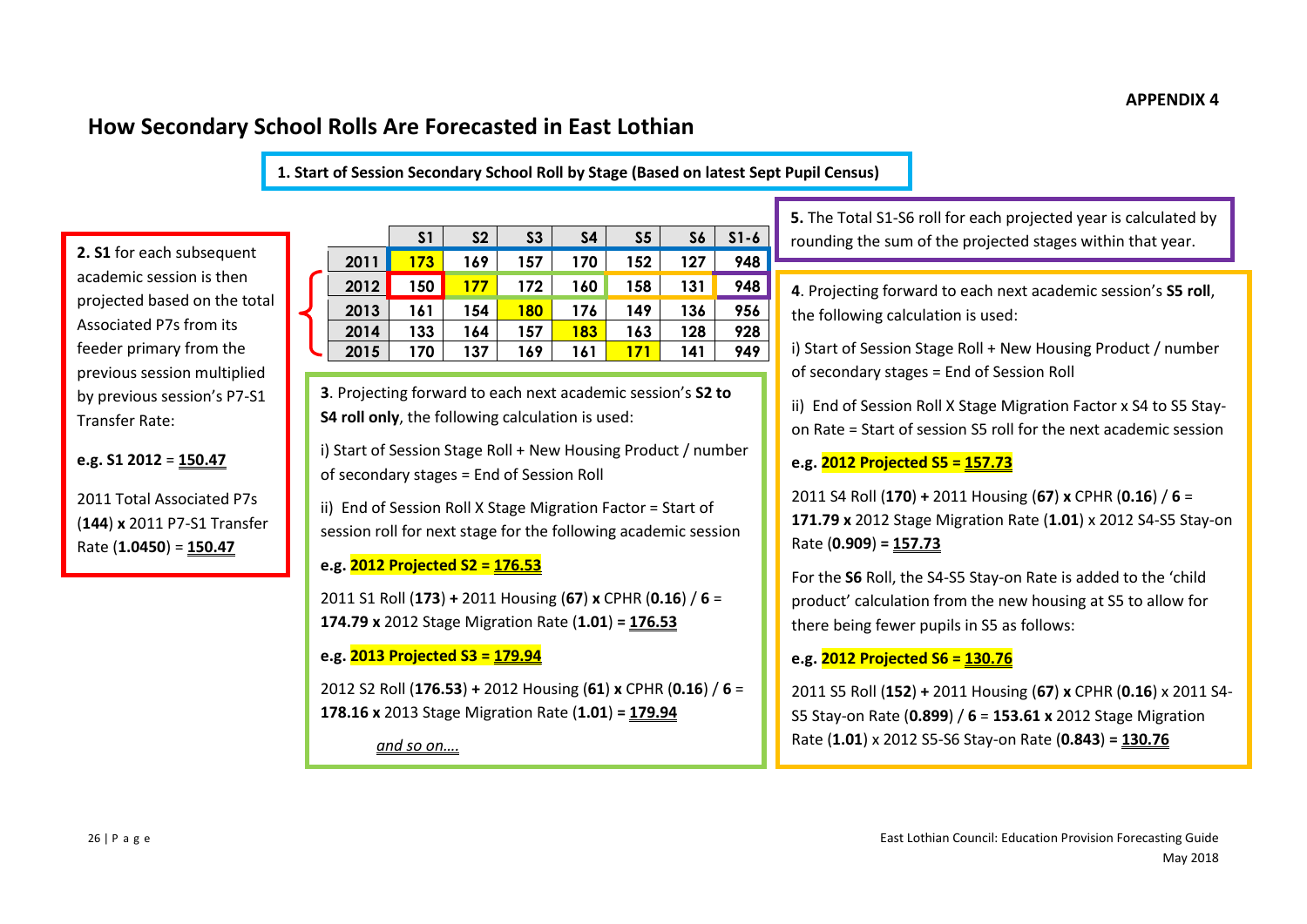APPENDIX 4

# How Secondary School Rolls Are Forecasted in East Lothian

**1. Start of Session Secondary School Roll by Stage (Based on latest Sept Pupil Census)**

| | S1 | S2 | S3 | S4 | S5 | S6 | S1-6 |
|---|---|---|---|---|---|---|---|
| 2011 | 173 | 169 | 157 | 170 | 152 | 127 | 948 |
| 2012 | 150 | 177 | 172 | 160 | 158 | 131 | 948 |
| 2013 | 161 | 154 | 180 | 176 | 149 | 136 | 956 |
| 2014 | 133 | 164 | 157 | 183 | 163 | 128 | 928 |
| 2015 | 170 | 137 | 169 | 161 | 171 | 141 | 949 |

**2. S1** for each subsequent academic session is then projected based on the total Associated P7s from its feeder primary from the previous session multiplied by previous session's P7-S1 Transfer Rate:

**e.g. S1 2012** = **150.47**

2011 Total Associated P7s (**144**) **x** 2011 P7-S1 Transfer Rate (**1.0450**) = **150.47**

**3**. Projecting forward to each next academic session's **S2 to S4 roll only**, the following calculation is used:

i) Start of Session Stage Roll + New Housing Product / number of secondary stages = End of Session Roll

ii) End of Session Roll X Stage Migration Factor = Start of session roll for next stage for the following academic session

**e.g. 2012 Projected S2 = 176.53**

2011 S1 Roll (**173**) **+** 2011 Housing (**67**) **x** CPHR (**0.16**) / **6** = **174.79 x** 2012 Stage Migration Rate (**1.01**) **= 176.53**

**e.g. 2013 Projected S3 = 179.94**

2012 S2 Roll (**176.53**) **+** 2012 Housing (**61**) **x** CPHR (**0.16**) / **6** = **178.16 x** 2013 Stage Migration Rate (**1.01**) **= 179.94**

*and so on….*

**4**. Projecting forward to each next academic session's **S5 roll**, the following calculation is used:

i) Start of Session Stage Roll + New Housing Product / number of secondary stages = End of Session Roll

ii) End of Session Roll X Stage Migration Factor x S4 to S5 Stay-on Rate = Start of session S5 roll for the next academic session

**e.g. 2012 Projected S5 = 157.73**

2011 S4 Roll (**170**) **+** 2011 Housing (**67**) **x** CPHR (**0.16**) / **6** = **171.79 x** 2012 Stage Migration Rate (**1.01**) x 2012 S4-S5 Stay-on Rate (**0.909**) **= 157.73**

For the **S6** Roll, the S4-S5 Stay-on Rate is added to the 'child product' calculation from the new housing at S5 to allow for there being fewer pupils in S5 as follows:

**e.g. 2012 Projected S6 = 130.76**

2011 S5 Roll (**152**) **+** 2011 Housing (**67**) **x** CPHR (**0.16**) x 2011 S4-S5 Stay-on Rate (**0.899**) / **6** = **153.61 x** 2012 Stage Migration Rate (**1.01**) x 2012 S5-S6 Stay-on Rate (**0.843**) = **130.76**

**5.** The Total S1-S6 roll for each projected year is calculated by rounding the sum of the projected stages within that year.